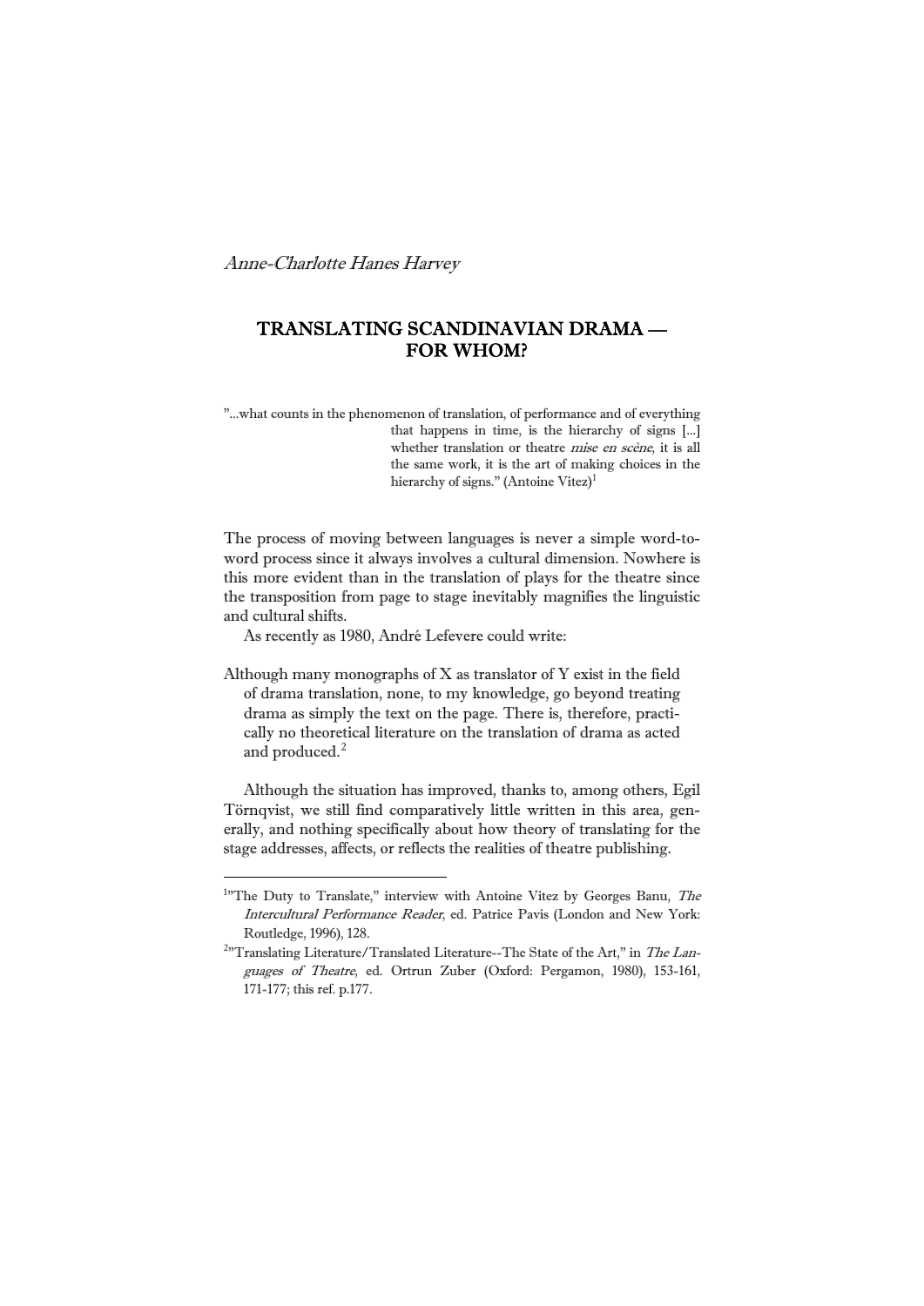*Anne-Charlotte Hanes Harvey*

# TRANSLATING SCANDINAVIAN DRAMA — FOR WHOM?

> ”...what counts in the phenomenon of translation, of performance and of everything that happens in time, is the hierarchy of signs [...] whether translation or theatre *mise en scène*, it is all the same work, it is the art of making choices in the hierarchy of signs.” (Antoine Vitez)[1]

The process of moving between languages is never a simple word-to-word process since it always involves a cultural dimension. Nowhere is this more evident than in the translation of plays for the theatre since the transposition from page to stage inevitably magnifies the linguistic and cultural shifts.

As recently as 1980, André Lefevere could write:

> Although many monographs of X as translator of Y exist in the field of drama translation, none, to my knowledge, go beyond treating drama as simply the text on the page. There is, therefore, practically no theoretical literature on the translation of drama as acted and produced.[2]

Although the situation has improved, thanks to, among others, Egil Törnqvist, we still find comparatively little written in this area, generally, and nothing specifically about how theory of translating for the stage addresses, affects, or reflects the realities of theatre publishing.

---

[1] ”The Duty to Translate,” interview with Antoine Vitez by Georges Banu, *The Intercultural Performance Reader*, ed. Patrice Pavis (London and New York: Routledge, 1996), 128.

[2] ”Translating Literature/Translated Literature--The State of the Art,” in *The Languages of Theatre*, ed. Ortrun Zuber (Oxford: Pergamon, 1980), 153-161, 171-177; this ref. p.177.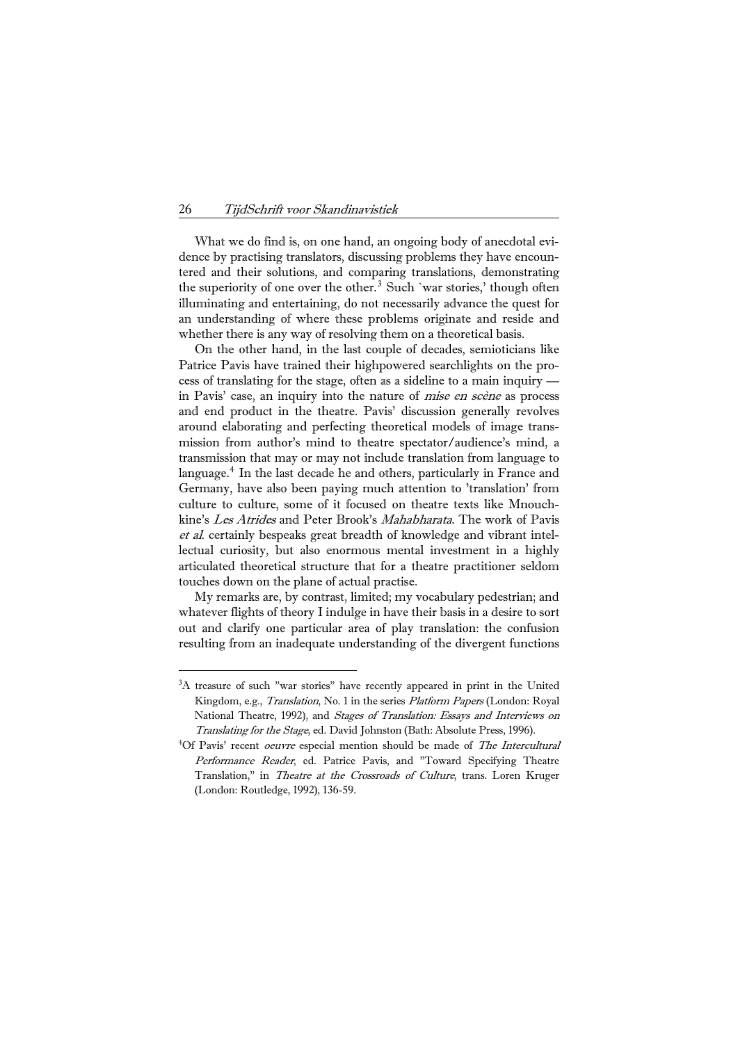What we do find is, on one hand, an ongoing body of anecdotal evidence by practising translators, discussing problems they have encountered and their solutions, and comparing translations, demonstrating the superiority of one over the other.[3] Such `war stories,' though often illuminating and entertaining, do not necessarily advance the quest for an understanding of where these problems originate and reside and whether there is any way of resolving them on a theoretical basis.

On the other hand, in the last couple of decades, semioticians like Patrice Pavis have trained their highpowered searchlights on the process of translating for the stage, often as a sideline to a main inquiry — in Pavis' case, an inquiry into the nature of *mise en scène* as process and end product in the theatre. Pavis' discussion generally revolves around elaborating and perfecting theoretical models of image transmission from author's mind to theatre spectator/audience's mind, a transmission that may or may not include translation from language to language.[4] In the last decade he and others, particularly in France and Germany, have also been paying much attention to 'translation' from culture to culture, some of it focused on theatre texts like Mnouchkine's *Les Atrides* and Peter Brook's *Mahabharata*. The work of Pavis *et al.* certainly bespeaks great breadth of knowledge and vibrant intellectual curiosity, but also enormous mental investment in a highly articulated theoretical structure that for a theatre practitioner seldom touches down on the plane of actual practise.

My remarks are, by contrast, limited; my vocabulary pedestrian; and whatever flights of theory I indulge in have their basis in a desire to sort out and clarify one particular area of play translation: the confusion resulting from an inadequate understanding of the divergent functions

---

[3] A treasure of such "war stories" have recently appeared in print in the United Kingdom, e.g., *Translation*, No. 1 in the series *Platform Papers* (London: Royal National Theatre, 1992), and *Stages of Translation: Essays and Interviews on Translating for the Stage*, ed. David Johnston (Bath: Absolute Press, 1996).

[4] Of Pavis' recent *oeuvre* especial mention should be made of *The Intercultural Performance Reader*, ed. Patrice Pavis, and "Toward Specifying Theatre Translation," in *Theatre at the Crossroads of Culture*, trans. Loren Kruger (London: Routledge, 1992), 136-59.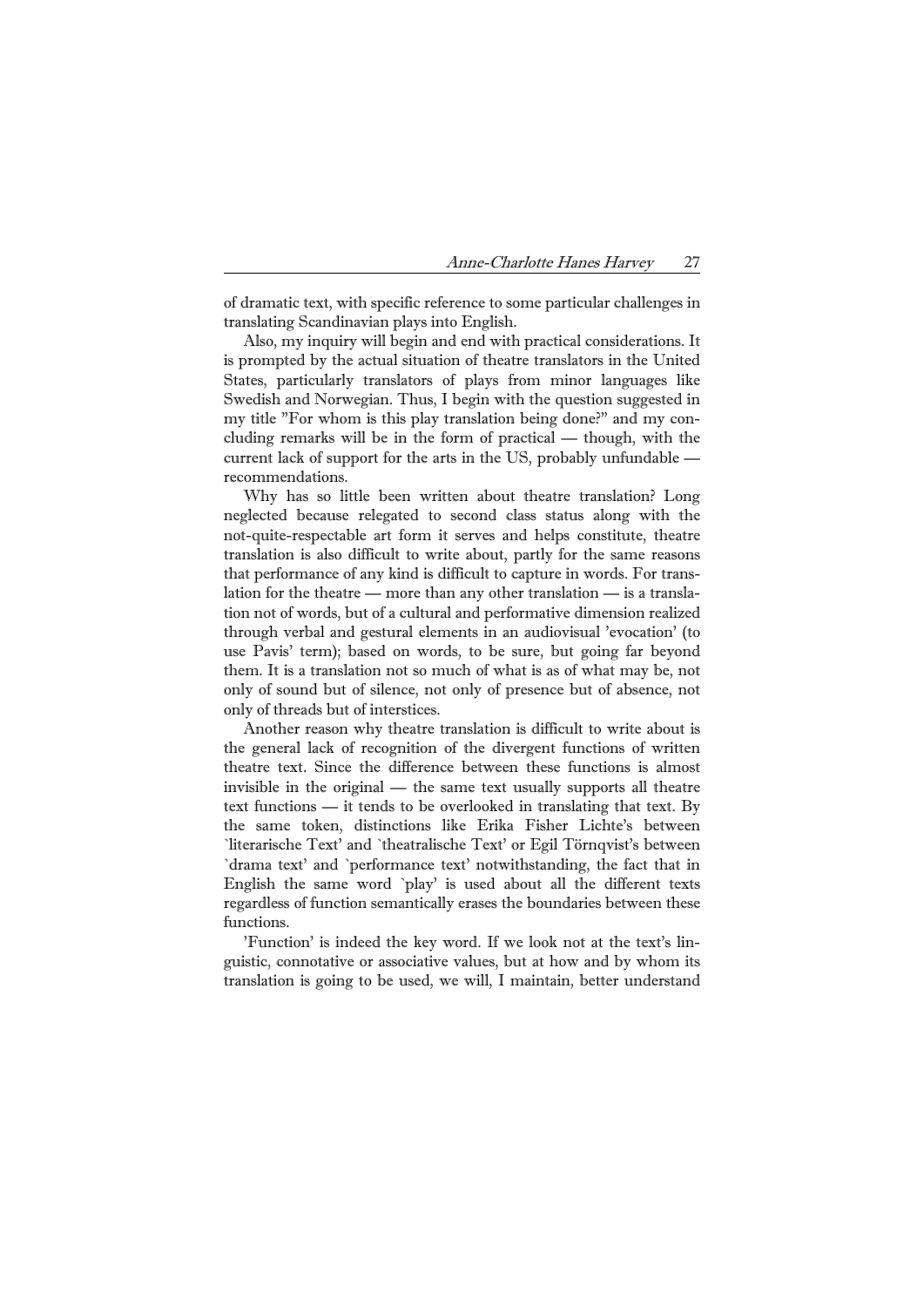of dramatic text, with specific reference to some particular challenges in translating Scandinavian plays into English.

Also, my inquiry will begin and end with practical considerations. It is prompted by the actual situation of theatre translators in the United States, particularly translators of plays from minor languages like Swedish and Norwegian. Thus, I begin with the question suggested in my title "For whom is this play translation being done?" and my concluding remarks will be in the form of practical — though, with the current lack of support for the arts in the US, probably unfundable — recommendations.

Why has so little been written about theatre translation? Long neglected because relegated to second class status along with the not-quite-respectable art form it serves and helps constitute, theatre translation is also difficult to write about, partly for the same reasons that performance of any kind is difficult to capture in words. For translation for the theatre — more than any other translation — is a translation not of words, but of a cultural and performative dimension realized through verbal and gestural elements in an audiovisual 'evocation' (to use Pavis' term); based on words, to be sure, but going far beyond them. It is a translation not so much of what is as of what may be, not only of sound but of silence, not only of presence but of absence, not only of threads but of interstices.

Another reason why theatre translation is difficult to write about is the general lack of recognition of the divergent functions of written theatre text. Since the difference between these functions is almost invisible in the original — the same text usually supports all theatre text functions — it tends to be overlooked in translating that text. By the same token, distinctions like Erika Fisher Lichte's between `literarische Text' and `theatralische Text' or Egil Törnqvist's between `drama text' and `performance text' notwithstanding, the fact that in English the same word `play' is used about all the different texts regardless of function semantically erases the boundaries between these functions.

'Function' is indeed the key word. If we look not at the text's linguistic, connotative or associative values, but at how and by whom its translation is going to be used, we will, I maintain, better understand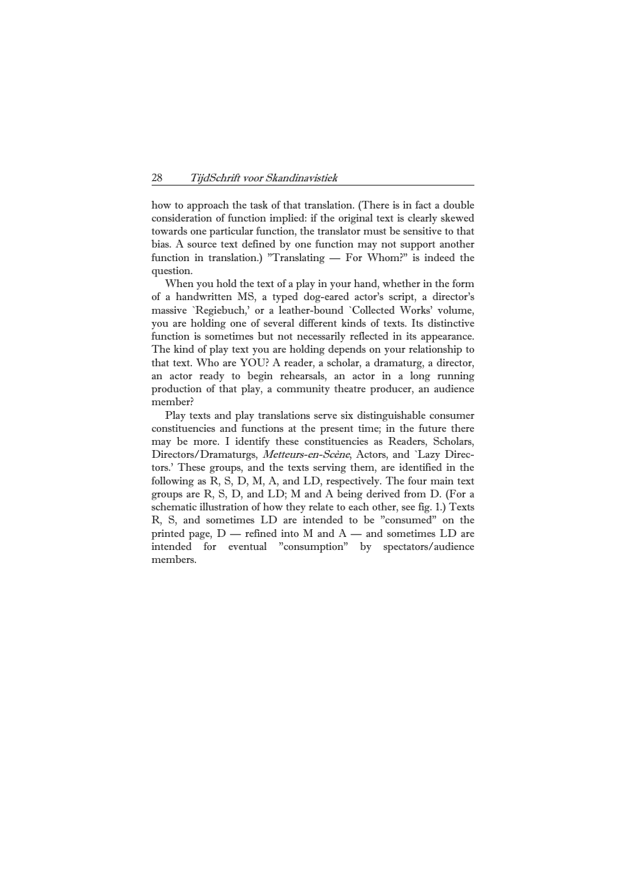how to approach the task of that translation. (There is in fact a double consideration of function implied: if the original text is clearly skewed towards one particular function, the translator must be sensitive to that bias. A source text defined by one function may not support another function in translation.) "Translating — For Whom?" is indeed the question.

When you hold the text of a play in your hand, whether in the form of a handwritten MS, a typed dog-eared actor's script, a director's massive `Regiebuch,' or a leather-bound `Collected Works' volume, you are holding one of several different kinds of texts. Its distinctive function is sometimes but not necessarily reflected in its appearance. The kind of play text you are holding depends on your relationship to that text. Who are YOU? A reader, a scholar, a dramaturg, a director, an actor ready to begin rehearsals, an actor in a long running production of that play, a community theatre producer, an audience member?

Play texts and play translations serve six distinguishable consumer constituencies and functions at the present time; in the future there may be more. I identify these constituencies as Readers, Scholars, Directors/Dramaturgs, *Metteurs-en-Scène*, Actors, and `Lazy Directors.' These groups, and the texts serving them, are identified in the following as R, S, D, M, A, and LD, respectively. The four main text groups are R, S, D, and LD; M and A being derived from D. (For a schematic illustration of how they relate to each other, see fig. 1.) Texts R, S, and sometimes LD are intended to be "consumed" on the printed page, D — refined into M and A — and sometimes LD are intended for eventual "consumption" by spectators/audience members.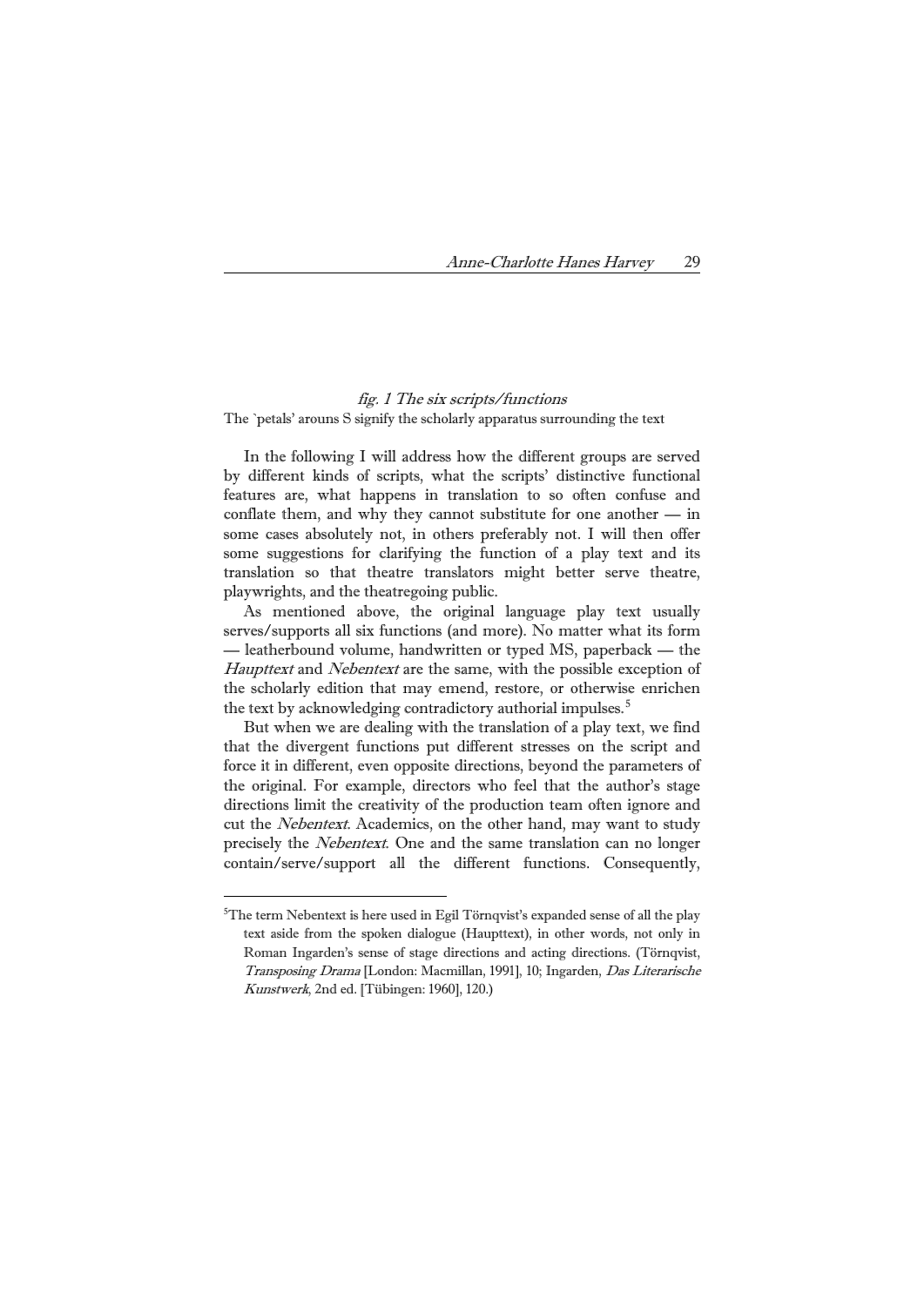*fig. 1 The six scripts/functions*

The `petals' arouns S signify the scholarly apparatus surrounding the text

In the following I will address how the different groups are served by different kinds of scripts, what the scripts' distinctive functional features are, what happens in translation to so often confuse and conflate them, and why they cannot substitute for one another — in some cases absolutely not, in others preferably not. I will then offer some suggestions for clarifying the function of a play text and its translation so that theatre translators might better serve theatre, playwrights, and the theatregoing public.

As mentioned above, the original language play text usually serves/supports all six functions (and more). No matter what its form — leatherbound volume, handwritten or typed MS, paperback — the *Haupttext* and *Nebentext* are the same, with the possible exception of the scholarly edition that may emend, restore, or otherwise enrichen the text by acknowledging contradictory authorial impulses.[5]

But when we are dealing with the translation of a play text, we find that the divergent functions put different stresses on the script and force it in different, even opposite directions, beyond the parameters of the original. For example, directors who feel that the author's stage directions limit the creativity of the production team often ignore and cut the *Nebentext*. Academics, on the other hand, may want to study precisely the *Nebentext*. One and the same translation can no longer contain/serve/support all the different functions. Consequently,

---

[5]The term Nebentext is here used in Egil Törnqvist's expanded sense of all the play text aside from the spoken dialogue (Haupttext), in other words, not only in Roman Ingarden's sense of stage directions and acting directions. (Törnqvist, *Transposing Drama* [London: Macmillan, 1991], 10; Ingarden, *Das Literarische Kunstwerk*, 2nd ed. [Tübingen: 1960], 120.)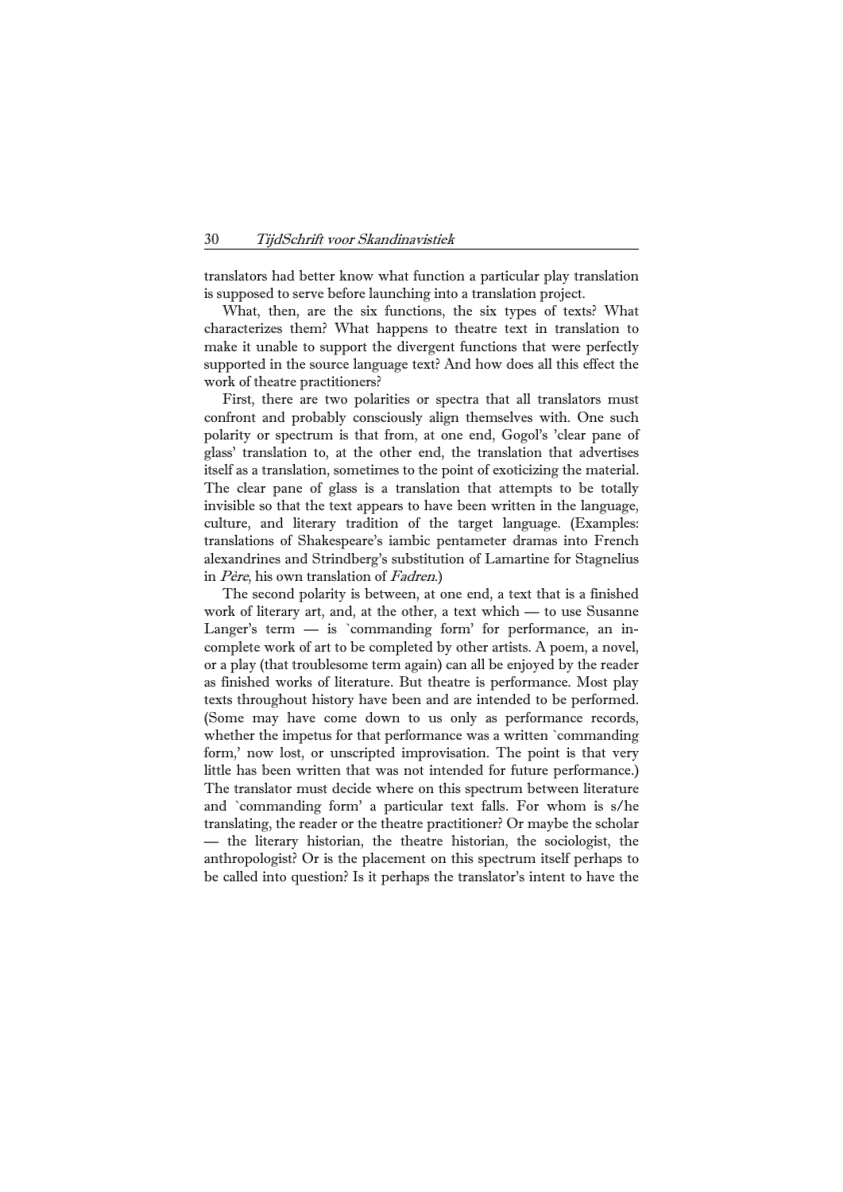translators had better know what function a particular play translation is supposed to serve before launching into a translation project.

What, then, are the six functions, the six types of texts? What characterizes them? What happens to theatre text in translation to make it unable to support the divergent functions that were perfectly supported in the source language text? And how does all this effect the work of theatre practitioners?

First, there are two polarities or spectra that all translators must confront and probably consciously align themselves with. One such polarity or spectrum is that from, at one end, Gogol's 'clear pane of glass' translation to, at the other end, the translation that advertises itself as a translation, sometimes to the point of exoticizing the material. The clear pane of glass is a translation that attempts to be totally invisible so that the text appears to have been written in the language, culture, and literary tradition of the target language. (Examples: translations of Shakespeare's iambic pentameter dramas into French alexandrines and Strindberg's substitution of Lamartine for Stagnelius in *Père*, his own translation of *Fadren*.)

The second polarity is between, at one end, a text that is a finished work of literary art, and, at the other, a text which — to use Susanne Langer's term — is `commanding form' for performance, an incomplete work of art to be completed by other artists. A poem, a novel, or a play (that troublesome term again) can all be enjoyed by the reader as finished works of literature. But theatre is performance. Most play texts throughout history have been and are intended to be performed. (Some may have come down to us only as performance records, whether the impetus for that performance was a written `commanding form,' now lost, or unscripted improvisation. The point is that very little has been written that was not intended for future performance.) The translator must decide where on this spectrum between literature and `commanding form' a particular text falls. For whom is s/he translating, the reader or the theatre practitioner? Or maybe the scholar — the literary historian, the theatre historian, the sociologist, the anthropologist? Or is the placement on this spectrum itself perhaps to be called into question? Is it perhaps the translator's intent to have the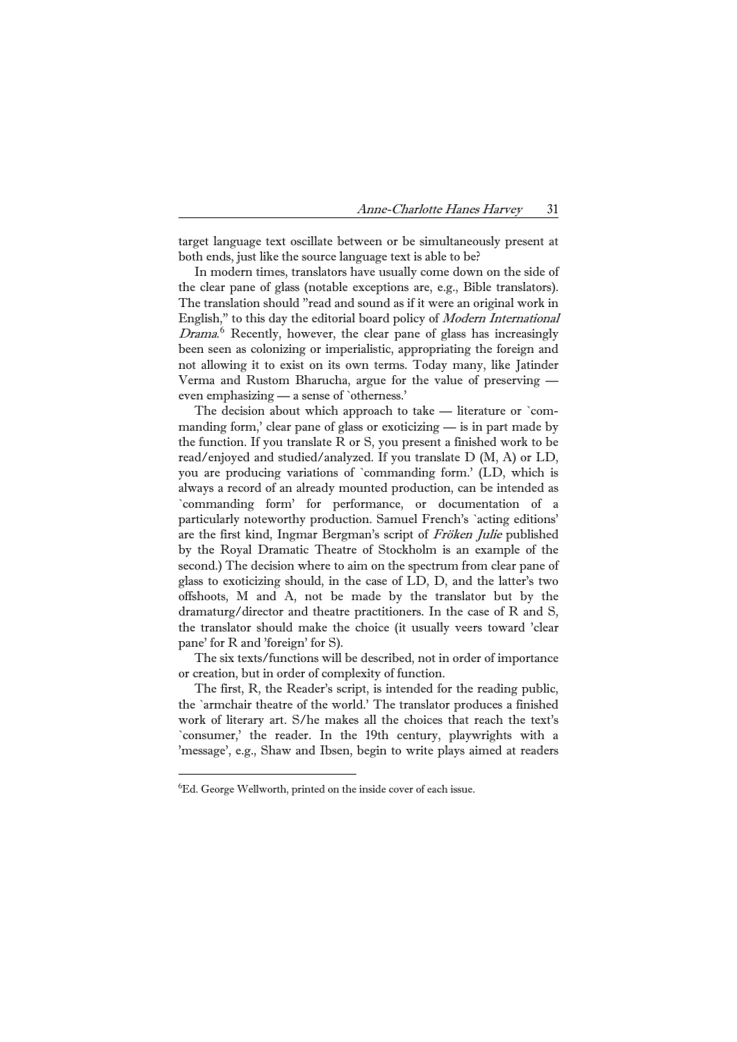target language text oscillate between or be simultaneously present at both ends, just like the source language text is able to be?

In modern times, translators have usually come down on the side of the clear pane of glass (notable exceptions are, e.g., Bible translators). The translation should "read and sound as if it were an original work in English," to this day the editorial board policy of *Modern International Drama*.[6] Recently, however, the clear pane of glass has increasingly been seen as colonizing or imperialistic, appropriating the foreign and not allowing it to exist on its own terms. Today many, like Jatinder Verma and Rustom Bharucha, argue for the value of preserving — even emphasizing — a sense of `otherness.'

The decision about which approach to take — literature or `commanding form,' clear pane of glass or exoticizing — is in part made by the function. If you translate R or S, you present a finished work to be read/enjoyed and studied/analyzed. If you translate D (M, A) or LD, you are producing variations of `commanding form.' (LD, which is always a record of an already mounted production, can be intended as `commanding form' for performance, or documentation of a particularly noteworthy production. Samuel French's `acting editions' are the first kind, Ingmar Bergman's script of *Fröken Julie* published by the Royal Dramatic Theatre of Stockholm is an example of the second.) The decision where to aim on the spectrum from clear pane of glass to exoticizing should, in the case of LD, D, and the latter's two offshoots, M and A, not be made by the translator but by the dramaturg/director and theatre practitioners. In the case of R and S, the translator should make the choice (it usually veers toward 'clear pane' for R and 'foreign' for S).

The six texts/functions will be described, not in order of importance or creation, but in order of complexity of function.

The first, R, the Reader's script, is intended for the reading public, the `armchair theatre of the world.' The translator produces a finished work of literary art. S/he makes all the choices that reach the text's `consumer,' the reader. In the 19th century, playwrights with a 'message', e.g., Shaw and Ibsen, begin to write plays aimed at readers

---

[6]Ed. George Wellworth, printed on the inside cover of each issue.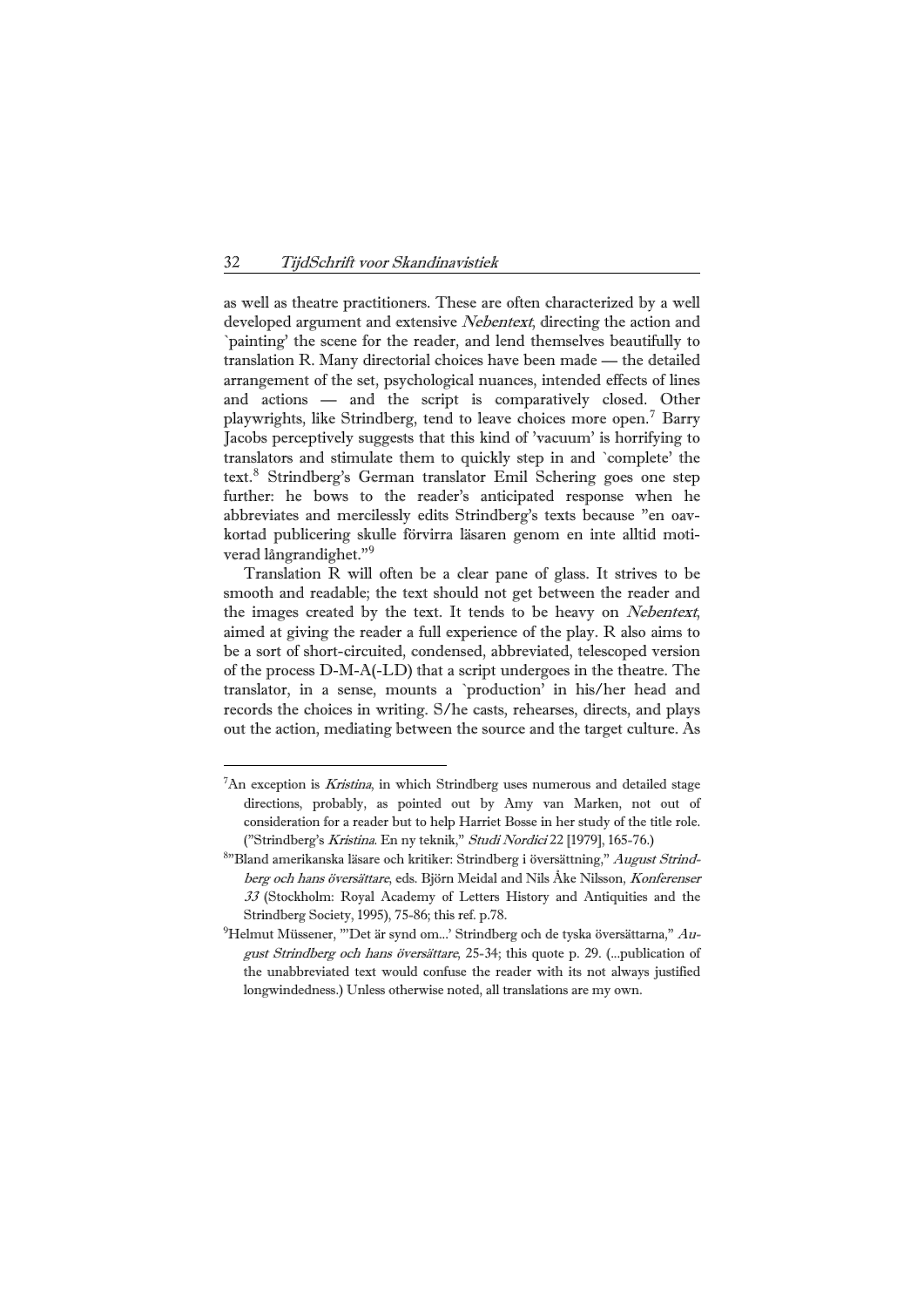as well as theatre practitioners. These are often characterized by a well developed argument and extensive *Nebentext*, directing the action and `painting' the scene for the reader, and lend themselves beautifully to translation R. Many directorial choices have been made — the detailed arrangement of the set, psychological nuances, intended effects of lines and actions — and the script is comparatively closed. Other playwrights, like Strindberg, tend to leave choices more open.[7] Barry Jacobs perceptively suggests that this kind of 'vacuum' is horrifying to translators and stimulate them to quickly step in and `complete' the text.[8] Strindberg's German translator Emil Schering goes one step further: he bows to the reader's anticipated response when he abbreviates and mercilessly edits Strindberg's texts because "en oavkortad publicering skulle förvirra läsaren genom en inte alltid motiverad långrandighet."[9]

Translation R will often be a clear pane of glass. It strives to be smooth and readable; the text should not get between the reader and the images created by the text. It tends to be heavy on *Nebentext*, aimed at giving the reader a full experience of the play. R also aims to be a sort of short-circuited, condensed, abbreviated, telescoped version of the process D-M-A(-LD) that a script undergoes in the theatre. The translator, in a sense, mounts a `production' in his/her head and records the choices in writing. S/he casts, rehearses, directs, and plays out the action, mediating between the source and the target culture. As

---

[7]An exception is *Kristina*, in which Strindberg uses numerous and detailed stage directions, probably, as pointed out by Amy van Marken, not out of consideration for a reader but to help Harriet Bosse in her study of the title role. ("Strindberg's *Kristina*. En ny teknik," *Studi Nordici* 22 [1979], 165-76.)

[8]"Bland amerikanska läsare och kritiker: Strindberg i översättning," *August Strindberg och hans översättare*, eds. Björn Meidal and Nils Åke Nilsson, *Konferenser 33* (Stockholm: Royal Academy of Letters History and Antiquities and the Strindberg Society, 1995), 75-86; this ref. p.78.

[9]Helmut Müssener, "'Det är synd om...' Strindberg och de tyska översättarna," *August Strindberg och hans översättare*, 25-34; this quote p. 29. (...publication of the unabbreviated text would confuse the reader with its not always justified longwindedness.) Unless otherwise noted, all translations are my own.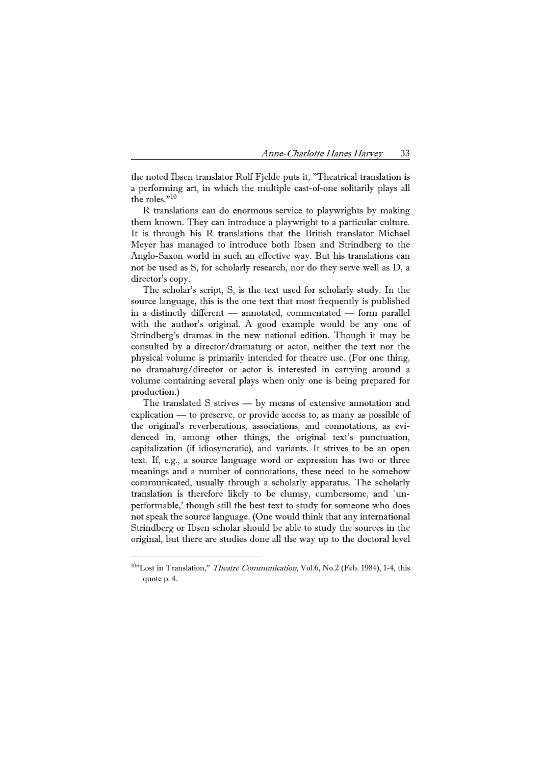the noted Ibsen translator Rolf Fjelde puts it, "Theatrical translation is a performing art, in which the multiple cast-of-one solitarily plays all the roles."[10]

R translations can do enormous service to playwrights by making them known. They can introduce a playwright to a particular culture. It is through his R translations that the British translator Michael Meyer has managed to introduce both Ibsen and Strindberg to the Anglo-Saxon world in such an effective way. But his translations can not be used as S, for scholarly research, nor do they serve well as D, a director's copy.

The scholar's script, S, is the text used for scholarly study. In the source language, this is the one text that most frequently is published in a distinctly different — annotated, commentated — form parallel with the author's original. A good example would be any one of Strindberg's dramas in the new national edition. Though it may be consulted by a director/dramaturg or actor, neither the text nor the physical volume is primarily intended for theatre use. (For one thing, no dramaturg/director or actor is interested in carrying around a volume containing several plays when only one is being prepared for production.)

The translated S strives — by means of extensive annotation and explication — to preserve, or provide access to, as many as possible of the original's reverberations, associations, and connotations, as evidenced in, among other things, the original text's punctuation, capitalization (if idiosyncratic), and variants. It strives to be an open text. If, e.g., a source language word or expression has two or three meanings and a number of connotations, these need to be somehow communicated, usually through a scholarly apparatus. The scholarly translation is therefore likely to be clumsy, cumbersome, and `unperformable,' though still the best text to study for someone who does not speak the source language. (One would think that any international Strindberg or Ibsen scholar should be able to study the sources in the original, but there are studies done all the way up to the doctoral level

---

[10]"Lost in Translation," *Theatre Communication*, Vol.6, No.2 (Feb. 1984), 1-4, this quote p. 4.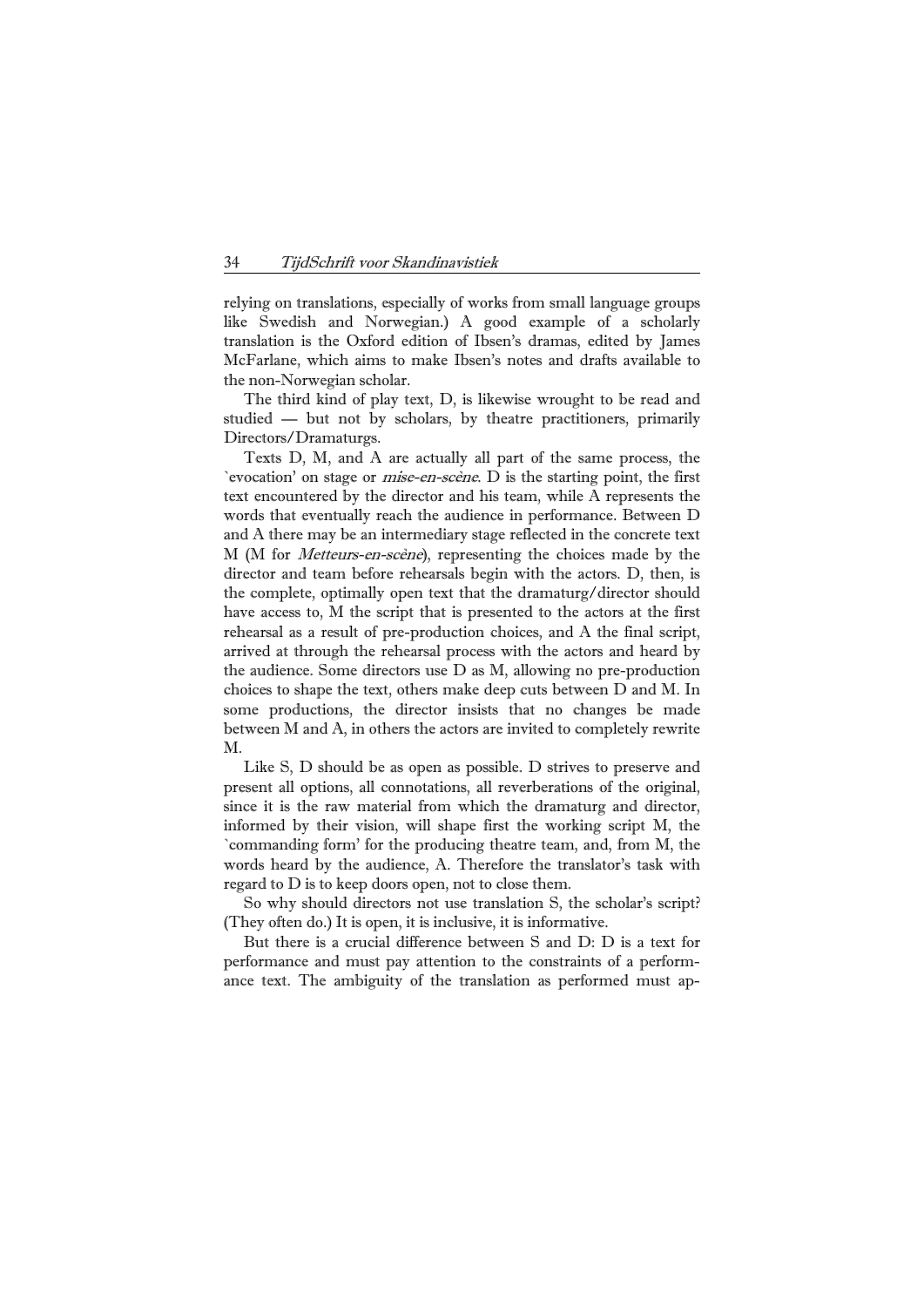relying on translations, especially of works from small language groups like Swedish and Norwegian.) A good example of a scholarly translation is the Oxford edition of Ibsen's dramas, edited by James McFarlane, which aims to make Ibsen's notes and drafts available to the non-Norwegian scholar.

The third kind of play text, D, is likewise wrought to be read and studied — but not by scholars, by theatre practitioners, primarily Directors/Dramaturgs.

Texts D, M, and A are actually all part of the same process, the `evocation' on stage or *mise-en-scène*. D is the starting point, the first text encountered by the director and his team, while A represents the words that eventually reach the audience in performance. Between D and A there may be an intermediary stage reflected in the concrete text M (M for *Metteurs-en-scène*), representing the choices made by the director and team before rehearsals begin with the actors. D, then, is the complete, optimally open text that the dramaturg/director should have access to, M the script that is presented to the actors at the first rehearsal as a result of pre-production choices, and A the final script, arrived at through the rehearsal process with the actors and heard by the audience. Some directors use D as M, allowing no pre-production choices to shape the text, others make deep cuts between D and M. In some productions, the director insists that no changes be made between M and A, in others the actors are invited to completely rewrite M.

Like S, D should be as open as possible. D strives to preserve and present all options, all connotations, all reverberations of the original, since it is the raw material from which the dramaturg and director, informed by their vision, will shape first the working script M, the `commanding form' for the producing theatre team, and, from M, the words heard by the audience, A. Therefore the translator's task with regard to D is to keep doors open, not to close them.

So why should directors not use translation S, the scholar's script? (They often do.) It is open, it is inclusive, it is informative.

But there is a crucial difference between S and D: D is a text for performance and must pay attention to the constraints of a performance text. The ambiguity of the translation as performed must ap-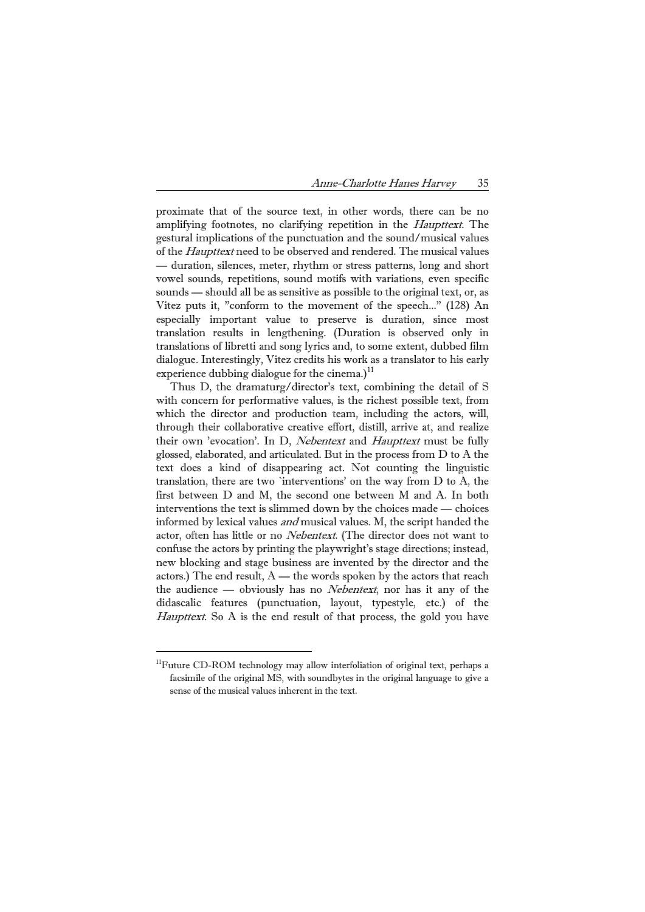proximate that of the source text, in other words, there can be no amplifying footnotes, no clarifying repetition in the *Haupttext*. The gestural implications of the punctuation and the sound/musical values of the *Haupttext* need to be observed and rendered. The musical values — duration, silences, meter, rhythm or stress patterns, long and short vowel sounds, repetitions, sound motifs with variations, even specific sounds — should all be as sensitive as possible to the original text, or, as Vitez puts it, "conform to the movement of the speech..." (128) An especially important value to preserve is duration, since most translation results in lengthening. (Duration is observed only in translations of libretti and song lyrics and, to some extent, dubbed film dialogue. Interestingly, Vitez credits his work as a translator to his early experience dubbing dialogue for the cinema.)[11]

Thus D, the dramaturg/director's text, combining the detail of S with concern for performative values, is the richest possible text, from which the director and production team, including the actors, will, through their collaborative creative effort, distill, arrive at, and realize their own 'evocation'. In D, *Nebentext* and *Haupttext* must be fully glossed, elaborated, and articulated. But in the process from D to A the text does a kind of disappearing act. Not counting the linguistic translation, there are two `interventions' on the way from D to A, the first between D and M, the second one between M and A. In both interventions the text is slimmed down by the choices made — choices informed by lexical values *and* musical values. M, the script handed the actor, often has little or no *Nebentext*. (The director does not want to confuse the actors by printing the playwright's stage directions; instead, new blocking and stage business are invented by the director and the actors.) The end result, A — the words spoken by the actors that reach the audience — obviously has no *Nebentext*, nor has it any of the didascalic features (punctuation, layout, typestyle, etc.) of the *Haupttext*. So A is the end result of that process, the gold you have

---

[11]Future CD-ROM technology may allow interfoliation of original text, perhaps a facsimile of the original MS, with soundbytes in the original language to give a sense of the musical values inherent in the text.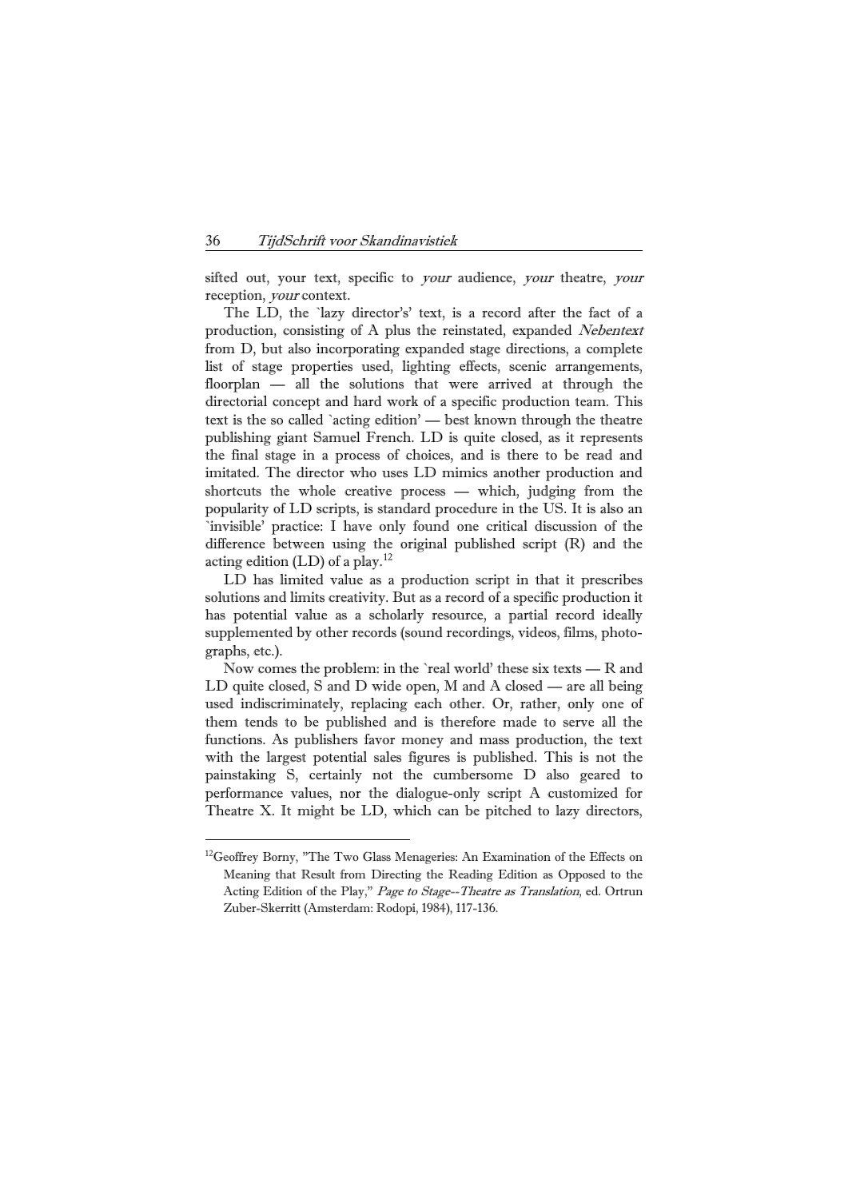sifted out, your text, specific to *your* audience, *your* theatre, *your* reception, *your* context.

The LD, the `lazy director's' text, is a record after the fact of a production, consisting of A plus the reinstated, expanded *Nebentext* from D, but also incorporating expanded stage directions, a complete list of stage properties used, lighting effects, scenic arrangements, floorplan — all the solutions that were arrived at through the directorial concept and hard work of a specific production team. This text is the so called `acting edition' — best known through the theatre publishing giant Samuel French. LD is quite closed, as it represents the final stage in a process of choices, and is there to be read and imitated. The director who uses LD mimics another production and shortcuts the whole creative process — which, judging from the popularity of LD scripts, is standard procedure in the US. It is also an `invisible' practice: I have only found one critical discussion of the difference between using the original published script (R) and the acting edition (LD) of a play.[12]

LD has limited value as a production script in that it prescribes solutions and limits creativity. But as a record of a specific production it has potential value as a scholarly resource, a partial record ideally supplemented by other records (sound recordings, videos, films, photographs, etc.).

Now comes the problem: in the `real world' these six texts — R and LD quite closed, S and D wide open, M and A closed — are all being used indiscriminately, replacing each other. Or, rather, only one of them tends to be published and is therefore made to serve all the functions. As publishers favor money and mass production, the text with the largest potential sales figures is published. This is not the painstaking S, certainly not the cumbersome D also geared to performance values, nor the dialogue-only script A customized for Theatre X. It might be LD, which can be pitched to lazy directors,

---

[12] Geoffrey Borny, "The Two Glass Menageries: An Examination of the Effects on Meaning that Result from Directing the Reading Edition as Opposed to the Acting Edition of the Play," *Page to Stage--Theatre as Translation*, ed. Ortrun Zuber-Skerritt (Amsterdam: Rodopi, 1984), 117-136.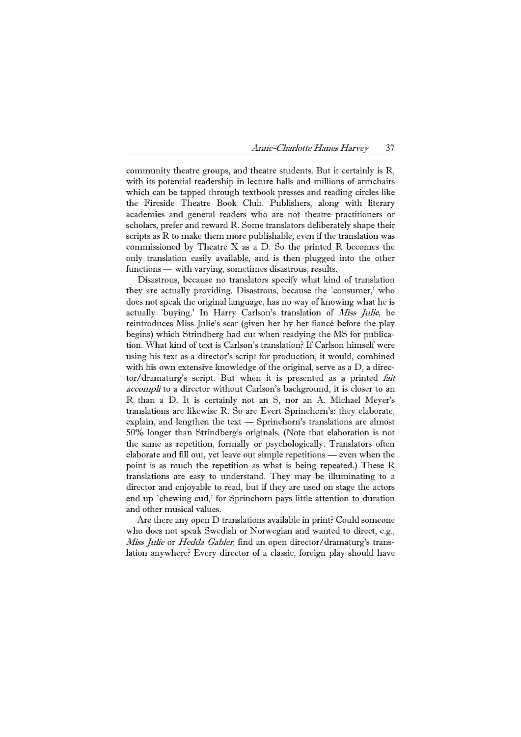community theatre groups, and theatre students. But it certainly is R, with its potential readership in lecture halls and millions of armchairs which can be tapped through textbook presses and reading circles like the Fireside Theatre Book Club. Publishers, along with literary academies and general readers who are not theatre practitioners or scholars, prefer and reward R. Some translators deliberately shape their scripts as R to make them more publishable, even if the translation was commissioned by Theatre X as a D. So the printed R becomes the only translation easily available, and is then plugged into the other functions — with varying, sometimes disastrous, results.

Disastrous, because no translators specify what kind of translation they are actually providing. Disastrous, because the `consumer,' who does not speak the original language, has no way of knowing what he is actually `buying.' In Harry Carlson's translation of *Miss Julie*, he reintroduces Miss Julie's scar (given her by her fiancé before the play begins) which Strindberg had cut when readying the MS for publication. What kind of text is Carlson's translation? If Carlson himself were using his text as a director's script for production, it would, combined with his own extensive knowledge of the original, serve as a D, a director/dramaturg's script. But when it is presented as a printed *fait accompli* to a director without Carlson's background, it is closer to an R than a D. It is certainly not an S, nor an A. Michael Meyer's translations are likewise R. So are Evert Sprinchorn's: they elaborate, explain, and lengthen the text — Sprinchorn's translations are almost 50% longer than Strindberg's originals. (Note that elaboration is not the same as repetition, formally or psychologically. Translators often elaborate and fill out, yet leave out simple repetitions — even when the point is as much the repetition as what is being repeated.) These R translations are easy to understand. They may be illuminating to a director and enjoyable to read, but if they are used on stage the actors end up `chewing cud,' for Sprinchorn pays little attention to duration and other musical values.

Are there any open D translations available in print? Could someone who does not speak Swedish or Norwegian and wanted to direct, e.g., *Miss Julie* or *Hedda Gabler*, find an open director/dramaturg's translation anywhere? Every director of a classic, foreign play should have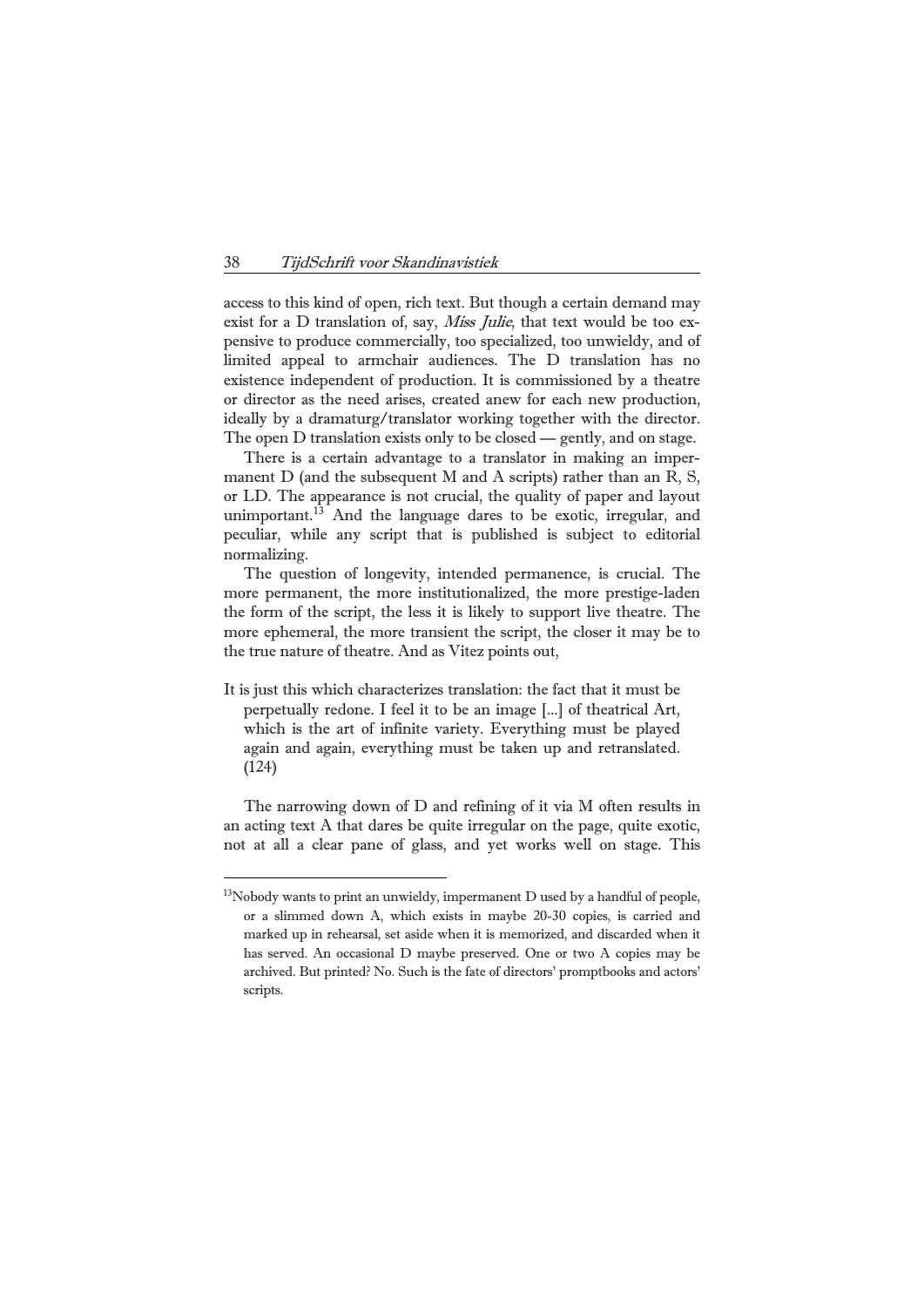access to this kind of open, rich text. But though a certain demand may exist for a D translation of, say, *Miss Julie*, that text would be too expensive to produce commercially, too specialized, too unwieldy, and of limited appeal to armchair audiences. The D translation has no existence independent of production. It is commissioned by a theatre or director as the need arises, created anew for each new production, ideally by a dramaturg/translator working together with the director. The open D translation exists only to be closed — gently, and on stage.

There is a certain advantage to a translator in making an impermanent D (and the subsequent M and A scripts) rather than an R, S, or LD. The appearance is not crucial, the quality of paper and layout unimportant.[13] And the language dares to be exotic, irregular, and peculiar, while any script that is published is subject to editorial normalizing.

The question of longevity, intended permanence, is crucial. The more permanent, the more institutionalized, the more prestige-laden the form of the script, the less it is likely to support live theatre. The more ephemeral, the more transient the script, the closer it may be to the true nature of theatre. And as Vitez points out,

> It is just this which characterizes translation: the fact that it must be perpetually redone. I feel it to be an image [...] of theatrical Art, which is the art of infinite variety. Everything must be played again and again, everything must be taken up and retranslated. (124)

The narrowing down of D and refining of it via M often results in an acting text A that dares be quite irregular on the page, quite exotic, not at all a clear pane of glass, and yet works well on stage. This

---

[13]Nobody wants to print an unwieldy, impermanent D used by a handful of people, or a slimmed down A, which exists in maybe 20-30 copies, is carried and marked up in rehearsal, set aside when it is memorized, and discarded when it has served. An occasional D maybe preserved. One or two A copies may be archived. But printed? No. Such is the fate of directors' promptbooks and actors' scripts.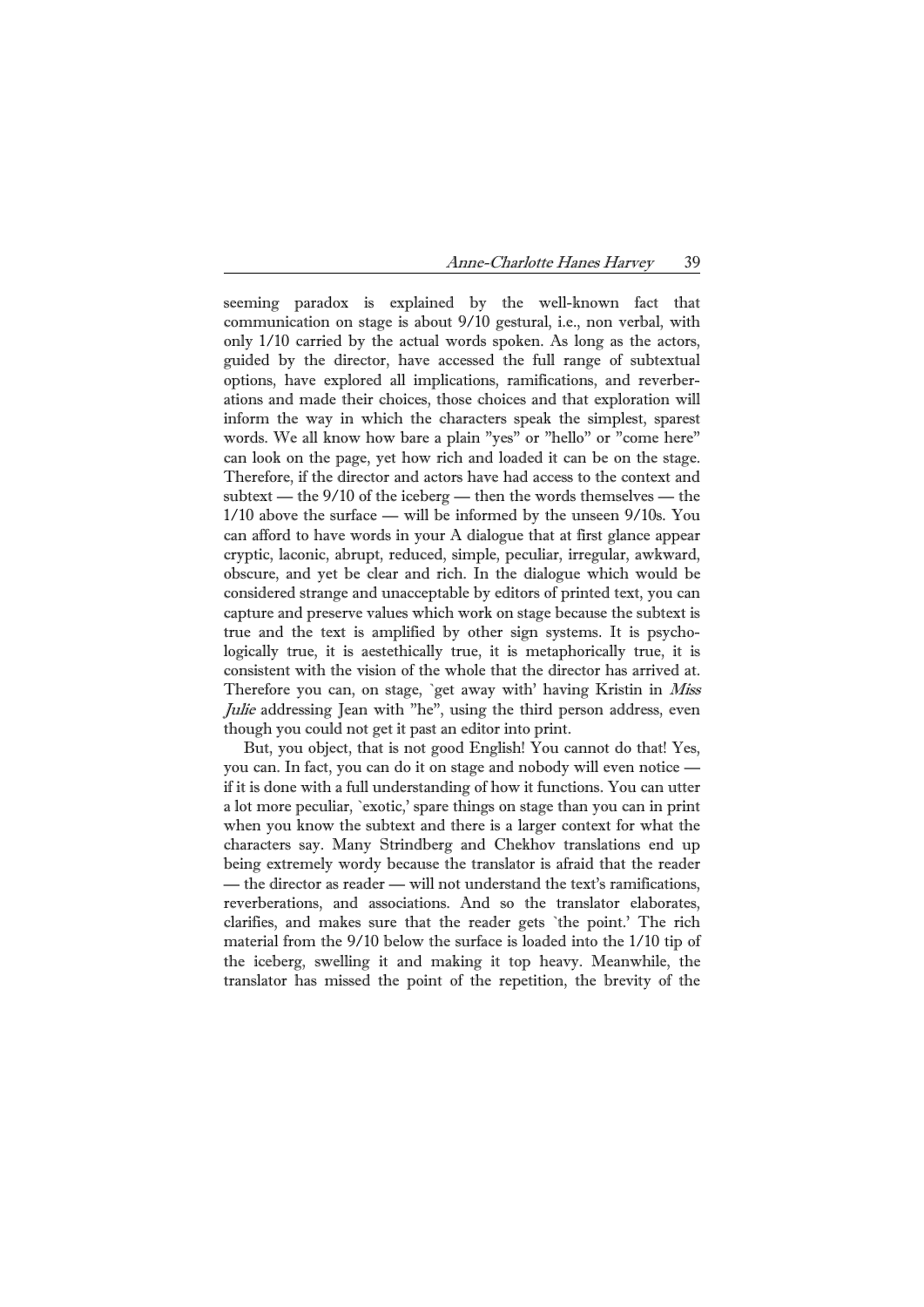seeming paradox is explained by the well-known fact that communication on stage is about 9/10 gestural, i.e., non verbal, with only 1/10 carried by the actual words spoken. As long as the actors, guided by the director, have accessed the full range of subtextual options, have explored all implications, ramifications, and reverberations and made their choices, those choices and that exploration will inform the way in which the characters speak the simplest, sparest words. We all know how bare a plain "yes" or "hello" or "come here" can look on the page, yet how rich and loaded it can be on the stage. Therefore, if the director and actors have had access to the context and subtext — the 9/10 of the iceberg — then the words themselves — the 1/10 above the surface — will be informed by the unseen 9/10s. You can afford to have words in your A dialogue that at first glance appear cryptic, laconic, abrupt, reduced, simple, peculiar, irregular, awkward, obscure, and yet be clear and rich. In the dialogue which would be considered strange and unacceptable by editors of printed text, you can capture and preserve values which work on stage because the subtext is true and the text is amplified by other sign systems. It is psychologically true, it is aestethically true, it is metaphorically true, it is consistent with the vision of the whole that the director has arrived at. Therefore you can, on stage, `get away with' having Kristin in *Miss Julie* addressing Jean with "he", using the third person address, even though you could not get it past an editor into print.

But, you object, that is not good English! You cannot do that! Yes, you can. In fact, you can do it on stage and nobody will even notice — if it is done with a full understanding of how it functions. You can utter a lot more peculiar, `exotic,' spare things on stage than you can in print when you know the subtext and there is a larger context for what the characters say. Many Strindberg and Chekhov translations end up being extremely wordy because the translator is afraid that the reader — the director as reader — will not understand the text's ramifications, reverberations, and associations. And so the translator elaborates, clarifies, and makes sure that the reader gets `the point.' The rich material from the 9/10 below the surface is loaded into the 1/10 tip of the iceberg, swelling it and making it top heavy. Meanwhile, the translator has missed the point of the repetition, the brevity of the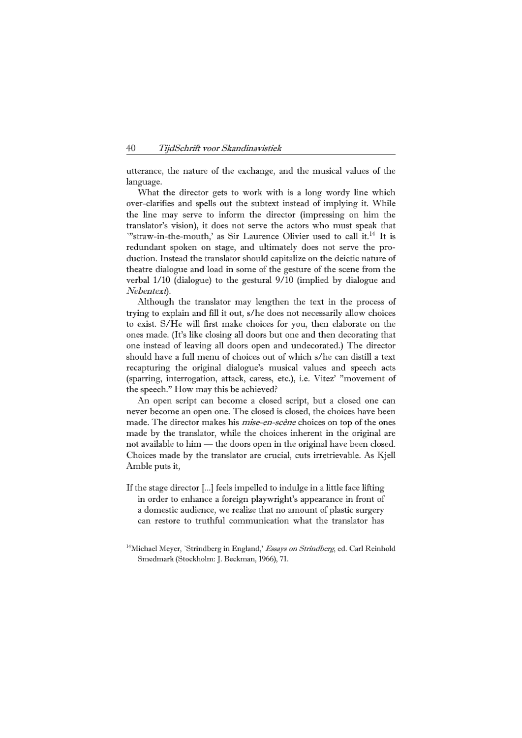utterance, the nature of the exchange, and the musical values of the language.

What the director gets to work with is a long wordy line which over-clarifies and spells out the subtext instead of implying it. While the line may serve to inform the director (impressing on him the translator's vision), it does not serve the actors who must speak that `"straw-in-the-mouth,' as Sir Laurence Olivier used to call it.[14] It is redundant spoken on stage, and ultimately does not serve the production. Instead the translator should capitalize on the deictic nature of theatre dialogue and load in some of the gesture of the scene from the verbal 1/10 (dialogue) to the gestural 9/10 (implied by dialogue and *Nebentext*).

Although the translator may lengthen the text in the process of trying to explain and fill it out, s/he does not necessarily allow choices to exist. S/He will first make choices for you, then elaborate on the ones made. (It's like closing all doors but one and then decorating that one instead of leaving all doors open and undecorated.) The director should have a full menu of choices out of which s/he can distill a text recapturing the original dialogue's musical values and speech acts (sparring, interrogation, attack, caress, etc.), i.e. Vitez' "movement of the speech." How may this be achieved?

An open script can become a closed script, but a closed one can never become an open one. The closed is closed, the choices have been made. The director makes his *mise-en-scène* choices on top of the ones made by the translator, while the choices inherent in the original are not available to him — the doors open in the original have been closed. Choices made by the translator are crucial, cuts irretrievable. As Kjell Amble puts it,

> If the stage director [...] feels impelled to indulge in a little face lifting in order to enhance a foreign playwright's appearance in front of a domestic audience, we realize that no amount of plastic surgery can restore to truthful communication what the translator has

[14] Michael Meyer, `Strindberg in England,' *Essays on Strindberg*, ed. Carl Reinhold Smedmark (Stockholm: J. Beckman, 1966), 71.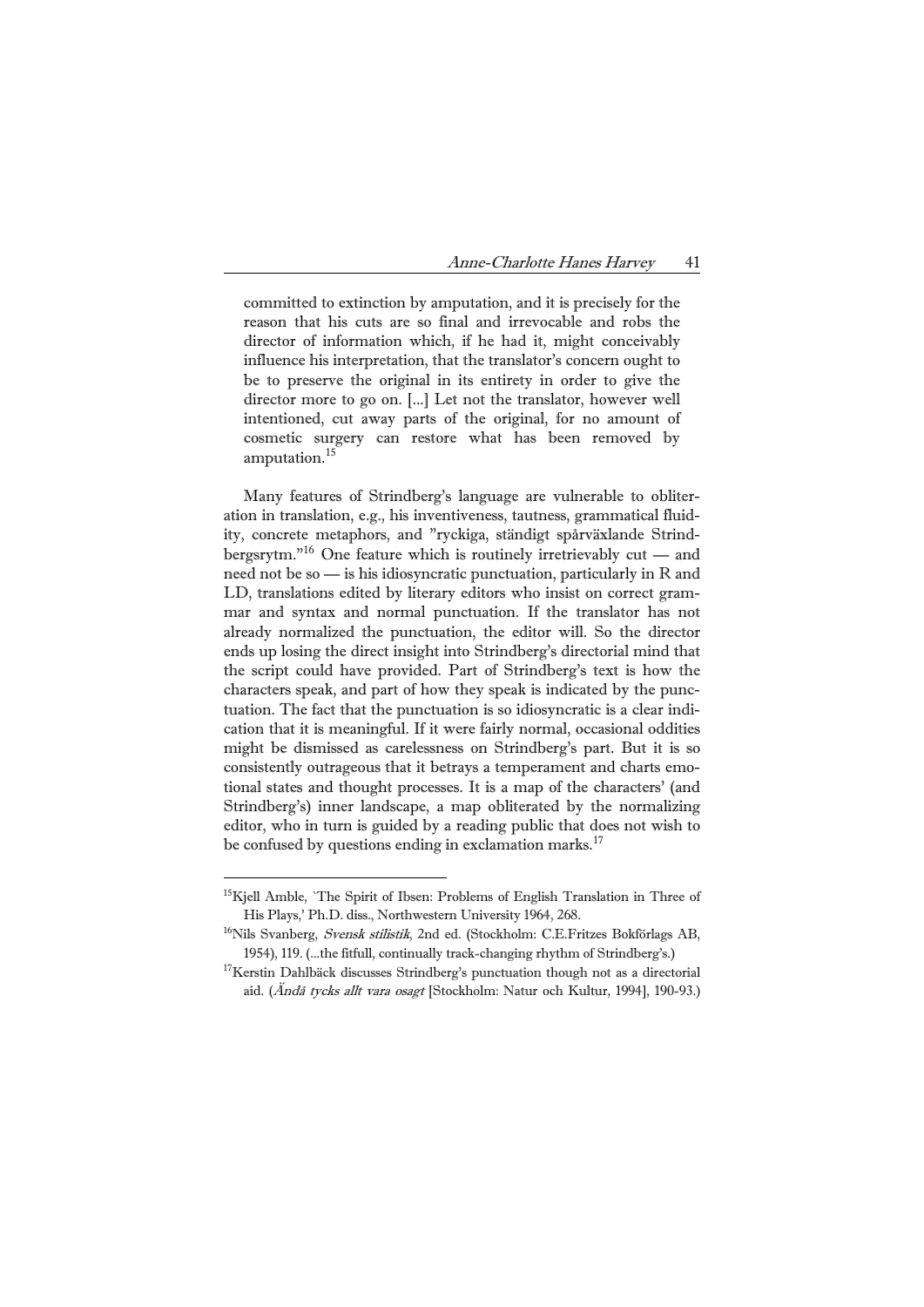> committed to extinction by amputation, and it is precisely for the reason that his cuts are so final and irrevocable and robs the director of information which, if he had it, might conceivably influence his interpretation, that the translator's concern ought to be to preserve the original in its entirety in order to give the director more to go on. [...] Let not the translator, however well intentioned, cut away parts of the original, for no amount of cosmetic surgery can restore what has been removed by amputation.[15]

Many features of Strindberg's language are vulnerable to obliteration in translation, e.g., his inventiveness, tautness, grammatical fluidity, concrete metaphors, and "ryckiga, ständigt spårväxlande Strindbergsrytm."[16] One feature which is routinely irretrievably cut — and need not be so — is his idiosyncratic punctuation, particularly in R and LD, translations edited by literary editors who insist on correct grammar and syntax and normal punctuation. If the translator has not already normalized the punctuation, the editor will. So the director ends up losing the direct insight into Strindberg's directorial mind that the script could have provided. Part of Strindberg's text is how the characters speak, and part of how they speak is indicated by the punctuation. The fact that the punctuation is so idiosyncratic is a clear indication that it is meaningful. If it were fairly normal, occasional oddities might be dismissed as carelessness on Strindberg's part. But it is so consistently outrageous that it betrays a temperament and charts emotional states and thought processes. It is a map of the characters' (and Strindberg's) inner landscape, a map obliterated by the normalizing editor, who in turn is guided by a reading public that does not wish to be confused by questions ending in exclamation marks.[17]

---

[15]Kjell Amble, `The Spirit of Ibsen: Problems of English Translation in Three of His Plays,' Ph.D. diss., Northwestern University 1964, 268.

[16]Nils Svanberg, *Svensk stilistik*, 2nd ed. (Stockholm: C.E.Fritzes Bokförlags AB, 1954), 119. (...the fitfull, continually track-changing rhythm of Strindberg's.)

[17]Kerstin Dahlbäck discusses Strindberg's punctuation though not as a directorial aid. (*Ändå tycks allt vara osagt* [Stockholm: Natur och Kultur, 1994], 190-93.)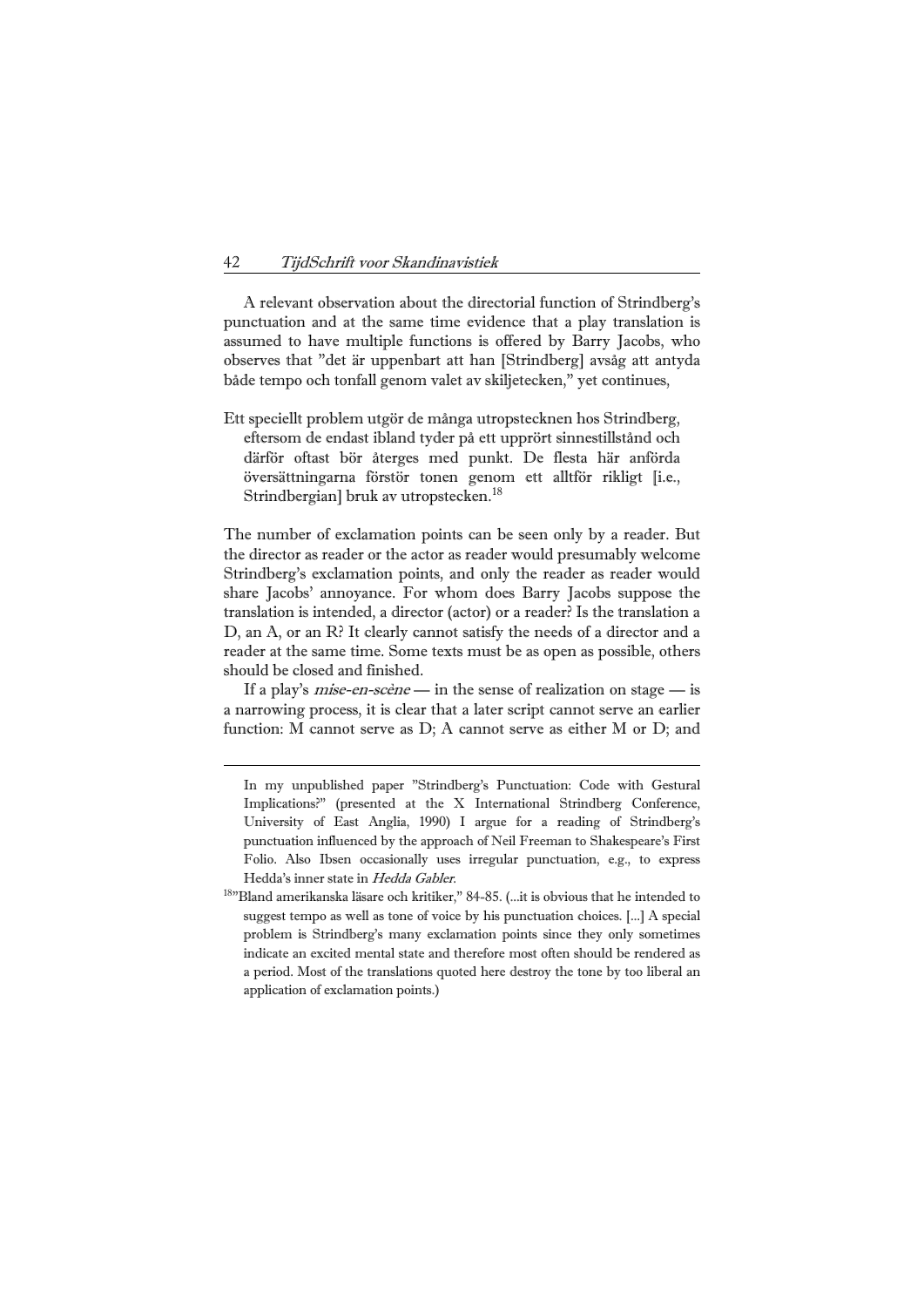A relevant observation about the directorial function of Strindberg's punctuation and at the same time evidence that a play translation is assumed to have multiple functions is offered by Barry Jacobs, who observes that "det är uppenbart att han [Strindberg] avsåg att antyda både tempo och tonfall genom valet av skiljetecken," yet continues,

> Ett speciellt problem utgör de många utropstecknen hos Strindberg, eftersom de endast ibland tyder på ett upprört sinnestillstånd och därför oftast bör återges med punkt. De flesta här anförda översättningarna förstör tonen genom ett alltför rikligt [i.e., Strindbergian] bruk av utropstecken.[18]

The number of exclamation points can be seen only by a reader. But the director as reader or the actor as reader would presumably welcome Strindberg's exclamation points, and only the reader as reader would share Jacobs' annoyance. For whom does Barry Jacobs suppose the translation is intended, a director (actor) or a reader? Is the translation a D, an A, or an R? It clearly cannot satisfy the needs of a director and a reader at the same time. Some texts must be as open as possible, others should be closed and finished.

If a play's *mise-en-scène* — in the sense of realization on stage — is a narrowing process, it is clear that a later script cannot serve an earlier function: M cannot serve as D; A cannot serve as either M or D; and

---

In my unpublished paper "Strindberg's Punctuation: Code with Gestural Implications?" (presented at the X International Strindberg Conference, University of East Anglia, 1990) I argue for a reading of Strindberg's punctuation influenced by the approach of Neil Freeman to Shakespeare's First Folio. Also Ibsen occasionally uses irregular punctuation, e.g., to express Hedda's inner state in *Hedda Gabler*.

[18] "Bland amerikanska läsare och kritiker," 84-85. (...it is obvious that he intended to suggest tempo as well as tone of voice by his punctuation choices. [...] A special problem is Strindberg's many exclamation points since they only sometimes indicate an excited mental state and therefore most often should be rendered as a period. Most of the translations quoted here destroy the tone by too liberal an application of exclamation points.)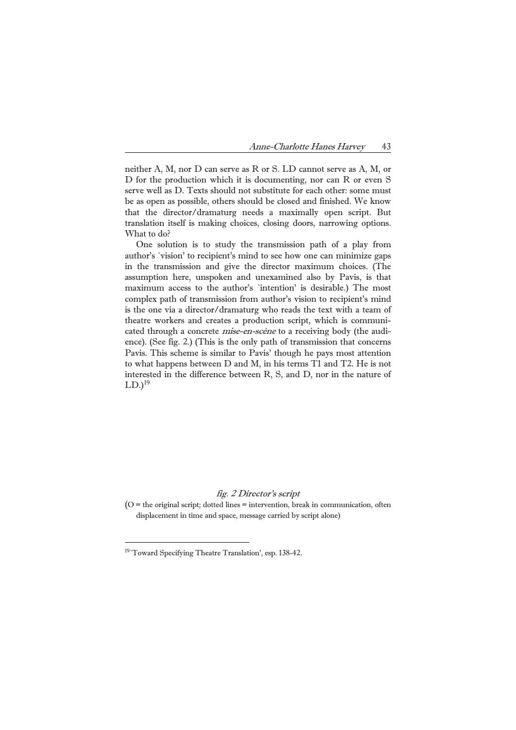neither A, M, nor D can serve as R or S. LD cannot serve as A, M, or D for the production which it is documenting, nor can R or even S serve well as D. Texts should not substitute for each other: some must be as open as possible, others should be closed and finished. We know that the director/dramaturg needs a maximally open script. But translation itself is making choices, closing doors, narrowing options. What to do?

One solution is to study the transmission path of a play from author's `vision' to recipient's mind to see how one can minimize gaps in the transmission and give the director maximum choices. (The assumption here, unspoken and unexamined also by Pavis, is that maximum access to the author's `intention' is desirable.) The most complex path of transmission from author's vision to recipient's mind is the one via a director/dramaturg who reads the text with a team of theatre workers and creates a production script, which is communicated through a concrete *mise-en-scène* to a receiving body (the audience). (See fig. 2.) (This is the only path of transmission that concerns Pavis. This scheme is similar to Pavis' though he pays most attention to what happens between D and M, in his terms T1 and T2. He is not interested in the difference between R, S, and D, nor in the nature of LD.)[19]

*fig. 2 Director's script*

(O = the original script; dotted lines = intervention, break in communication, often displacement in time and space, message carried by script alone)

[19] `Toward Specifying Theatre Translation', esp. 138-42.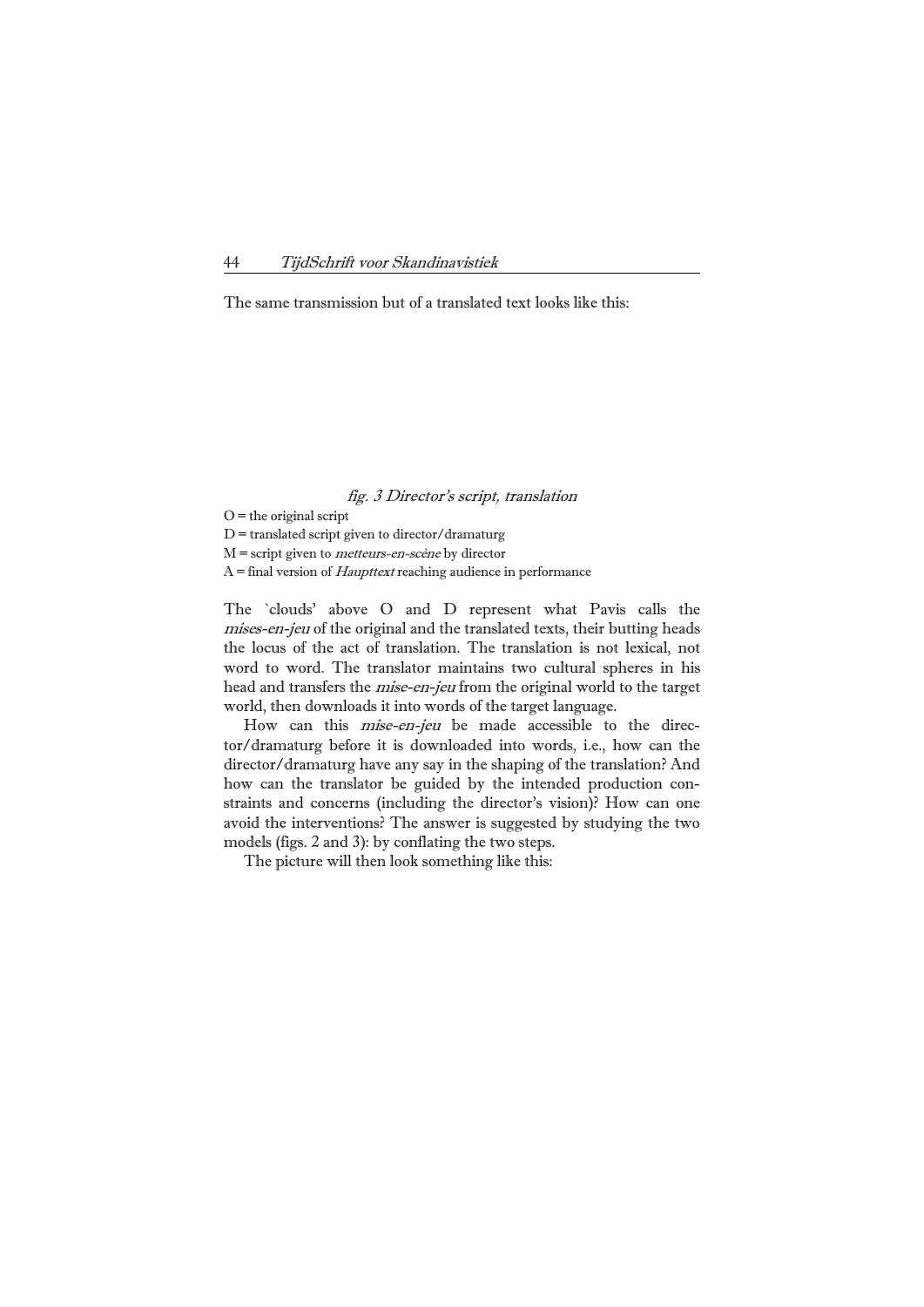The same transmission but of a translated text looks like this:

*fig. 3 Director's script, translation*

O = the original script
D = translated script given to director/dramaturg
M = script given to *metteurs-en-scène* by director
A = final version of *Haupttext* reaching audience in performance

The `clouds' above O and D represent what Pavis calls the *mises-en-jeu* of the original and the translated texts, their butting heads the locus of the act of translation. The translation is not lexical, not word to word. The translator maintains two cultural spheres in his head and transfers the *mise-en-jeu* from the original world to the target world, then downloads it into words of the target language.

How can this *mise-en-jeu* be made accessible to the director/dramaturg before it is downloaded into words, i.e., how can the director/dramaturg have any say in the shaping of the translation? And how can the translator be guided by the intended production constraints and concerns (including the director's vision)? How can one avoid the interventions? The answer is suggested by studying the two models (figs. 2 and 3): by conflating the two steps.

The picture will then look something like this: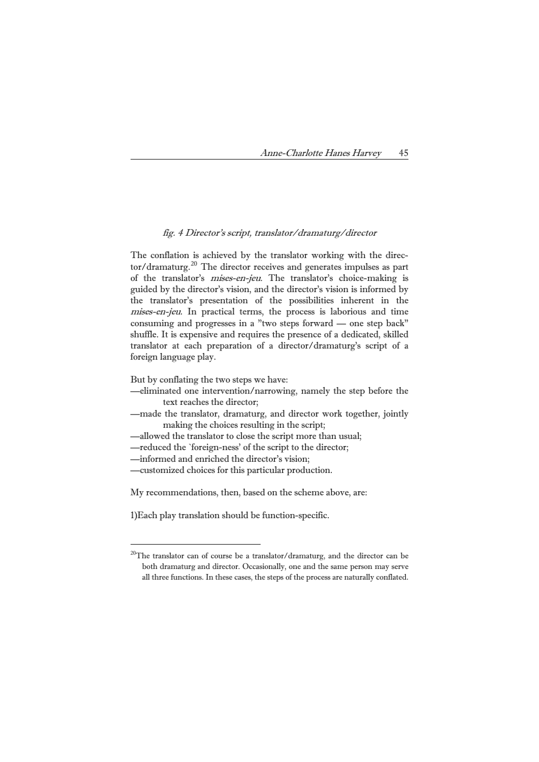*fig. 4 Director's script, translator/dramaturg/director*

The conflation is achieved by the translator working with the director/dramaturg.[20] The director receives and generates impulses as part of the translator's *mises-en-jeu*. The translator's choice-making is guided by the director's vision, and the director's vision is informed by the translator's presentation of the possibilities inherent in the *mises-en-jeu*. In practical terms, the process is laborious and time consuming and progresses in a "two steps forward — one step back" shuffle. It is expensive and requires the presence of a dedicated, skilled translator at each preparation of a director/dramaturg's script of a foreign language play.

But by conflating the two steps we have:

—eliminated one intervention/narrowing, namely the step before the text reaches the director;

—made the translator, dramaturg, and director work together, jointly making the choices resulting in the script;

—allowed the translator to close the script more than usual;

—reduced the `foreign-ness' of the script to the director;

—informed and enriched the director's vision;

—customized choices for this particular production.

My recommendations, then, based on the scheme above, are:

1)Each play translation should be function-specific.

---

[20]The translator can of course be a translator/dramaturg, and the director can be both dramaturg and director. Occasionally, one and the same person may serve all three functions. In these cases, the steps of the process are naturally conflated.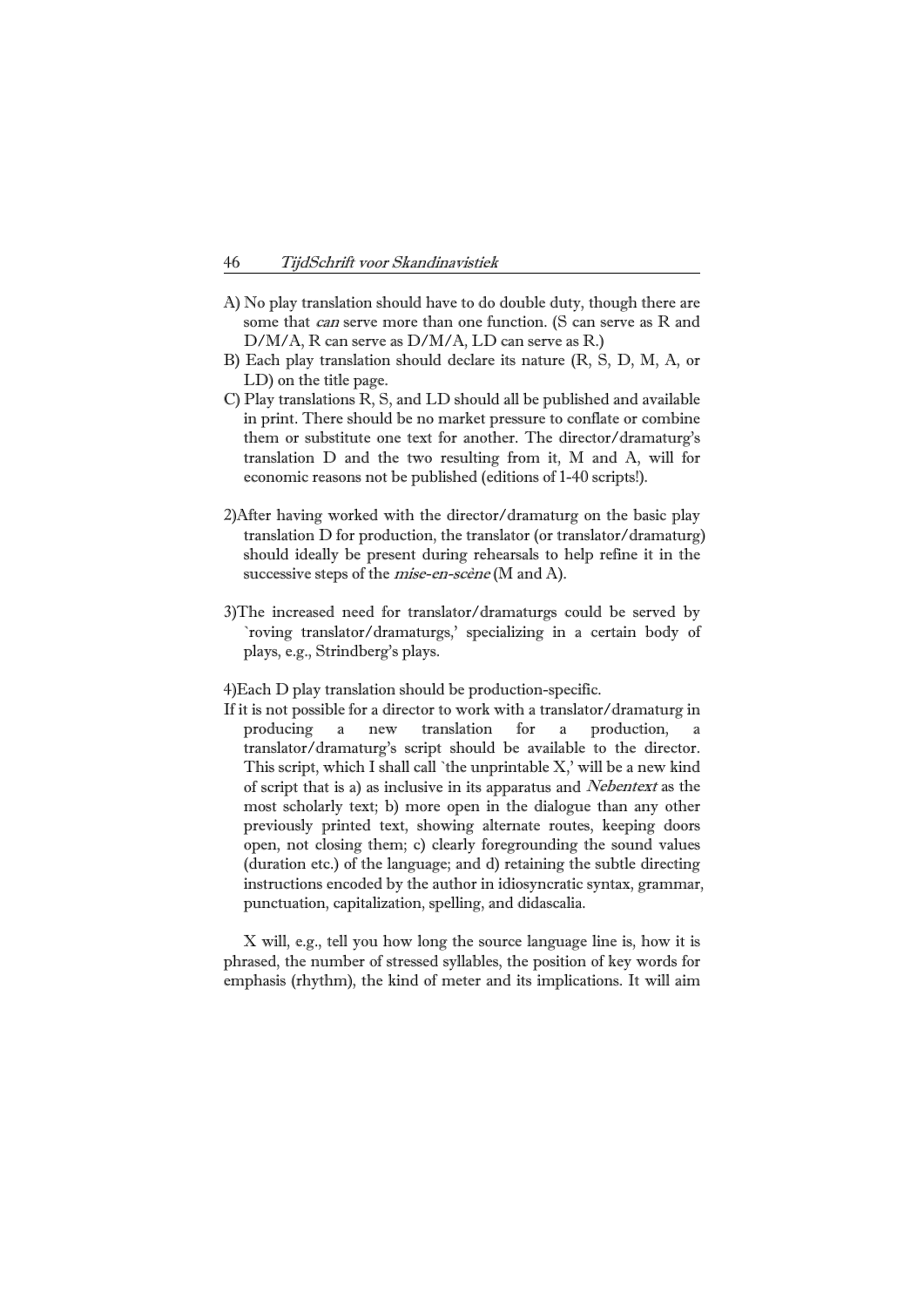A) No play translation should have to do double duty, though there are some that *can* serve more than one function. (S can serve as R and D/M/A, R can serve as D/M/A, LD can serve as R.)

B) Each play translation should declare its nature (R, S, D, M, A, or LD) on the title page.

C) Play translations R, S, and LD should all be published and available in print. There should be no market pressure to conflate or combine them or substitute one text for another. The director/dramaturg's translation D and the two resulting from it, M and A, will for economic reasons not be published (editions of 1-40 scripts!).

2)After having worked with the director/dramaturg on the basic play translation D for production, the translator (or translator/dramaturg) should ideally be present during rehearsals to help refine it in the successive steps of the *mise-en-scène* (M and A).

3)The increased need for translator/dramaturgs could be served by `roving translator/dramaturgs,' specializing in a certain body of plays, e.g., Strindberg's plays.

4)Each D play translation should be production-specific.

If it is not possible for a director to work with a translator/dramaturg in producing a new translation for a production, a translator/dramaturg's script should be available to the director. This script, which I shall call `the unprintable X,' will be a new kind of script that is a) as inclusive in its apparatus and *Nebentext* as the most scholarly text; b) more open in the dialogue than any other previously printed text, showing alternate routes, keeping doors open, not closing them; c) clearly foregrounding the sound values (duration etc.) of the language; and d) retaining the subtle directing instructions encoded by the author in idiosyncratic syntax, grammar, punctuation, capitalization, spelling, and didascalia.

X will, e.g., tell you how long the source language line is, how it is phrased, the number of stressed syllables, the position of key words for emphasis (rhythm), the kind of meter and its implications. It will aim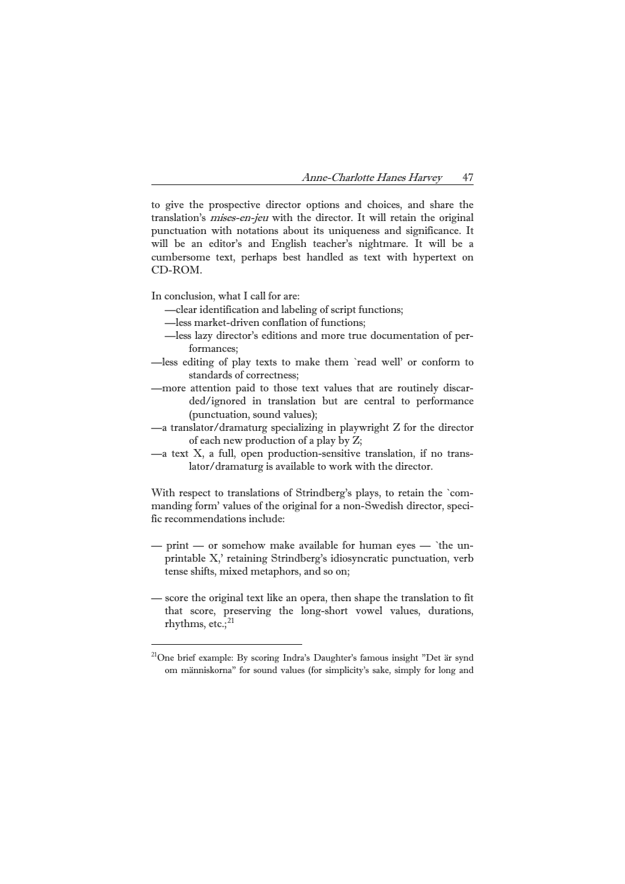to give the prospective director options and choices, and share the translation's *mises-en-jeu* with the director. It will retain the original punctuation with notations about its uniqueness and significance. It will be an editor's and English teacher's nightmare. It will be a cumbersome text, perhaps best handled as text with hypertext on CD-ROM.

In conclusion, what I call for are:

- —clear identification and labeling of script functions;
- —less market-driven conflation of functions;
- —less lazy director's editions and more true documentation of performances;
- —less editing of play texts to make them `read well' or conform to standards of correctness;
- —more attention paid to those text values that are routinely discarded/ignored in translation but are central to performance (punctuation, sound values);
- —a translator/dramaturg specializing in playwright Z for the director of each new production of a play by Z;
- —a text X, a full, open production-sensitive translation, if no translator/dramaturg is available to work with the director.

With respect to translations of Strindberg's plays, to retain the `commanding form' values of the original for a non-Swedish director, specific recommendations include:

- — print — or somehow make available for human eyes — `the unprintable X,' retaining Strindberg's idiosyncratic punctuation, verb tense shifts, mixed metaphors, and so on;

- — score the original text like an opera, then shape the translation to fit that score, preserving the long-short vowel values, durations, rhythms, etc.;[21]

[21]One brief example: By scoring Indra's Daughter's famous insight "Det är synd om människorna" for sound values (for simplicity's sake, simply for long and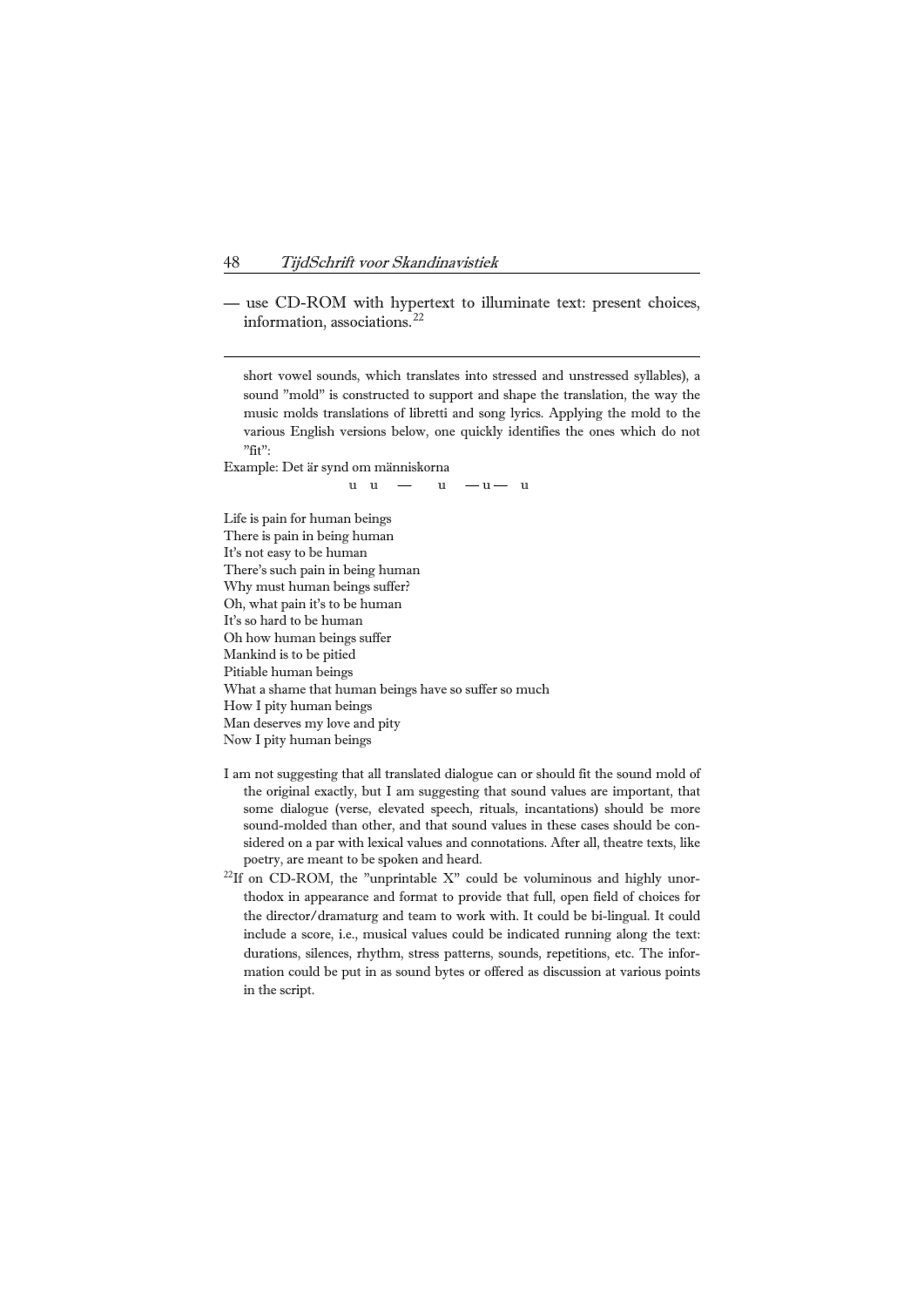— use CD-ROM with hypertext to illuminate text: present choices, information, associations.[22]

---

short vowel sounds, which translates into stressed and unstressed syllables), a sound ”mold” is constructed to support and shape the translation, the way the music molds translations of libretti and song lyrics. Applying the mold to the various English versions below, one quickly identifies the ones which do not ”fit”:

Example: Det är synd om människorna

u u — u —u— u

Life is pain for human beings
There is pain in being human
It’s not easy to be human
There’s such pain in being human
Why must human beings suffer?
Oh, what pain it’s to be human
It’s so hard to be human
Oh how human beings suffer
Mankind is to be pitied
Pitiable human beings
What a shame that human beings have so suffer so much
How I pity human beings
Man deserves my love and pity
Now I pity human beings

I am not suggesting that all translated dialogue can or should fit the sound mold of the original exactly, but I am suggesting that sound values are important, that some dialogue (verse, elevated speech, rituals, incantations) should be more sound-molded than other, and that sound values in these cases should be considered on a par with lexical values and connotations. After all, theatre texts, like poetry, are meant to be spoken and heard.

[22]If on CD-ROM, the ”unprintable X” could be voluminous and highly unorthodox in appearance and format to provide that full, open field of choices for the director/dramaturg and team to work with. It could be bi-lingual. It could include a score, i.e., musical values could be indicated running along the text: durations, silences, rhythm, stress patterns, sounds, repetitions, etc. The information could be put in as sound bytes or offered as discussion at various points in the script.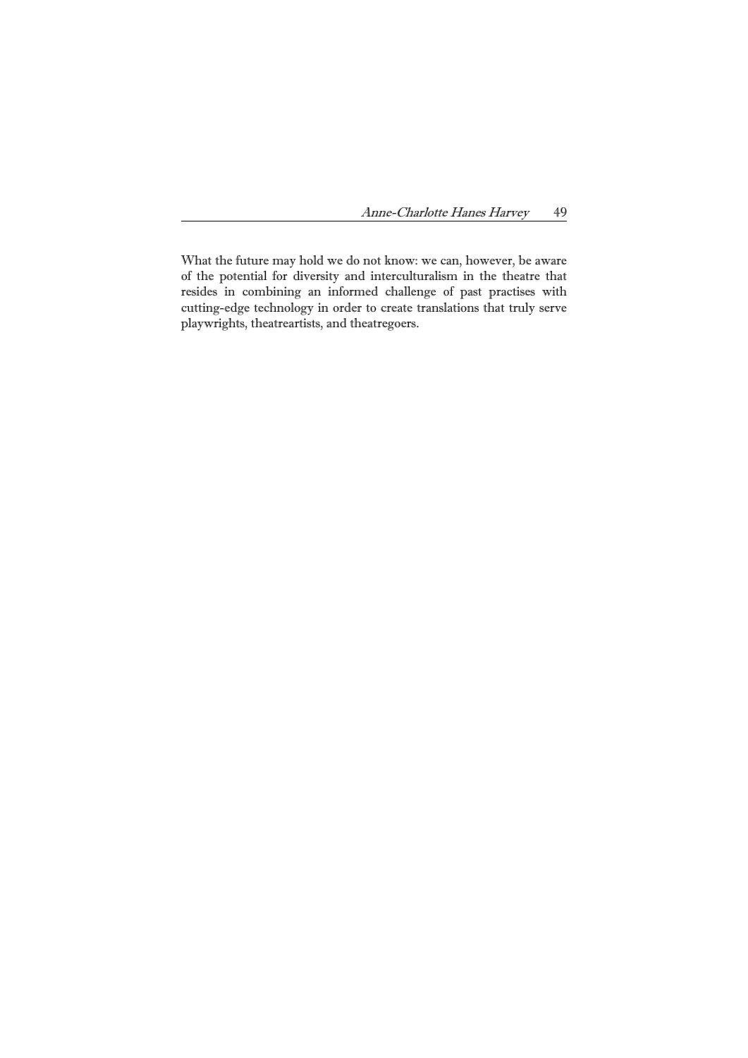What the future may hold we do not know: we can, however, be aware of the potential for diversity and interculturalism in the theatre that resides in combining an informed challenge of past practises with cutting-edge technology in order to create translations that truly serve playwrights, theatreartists, and theatregoers.